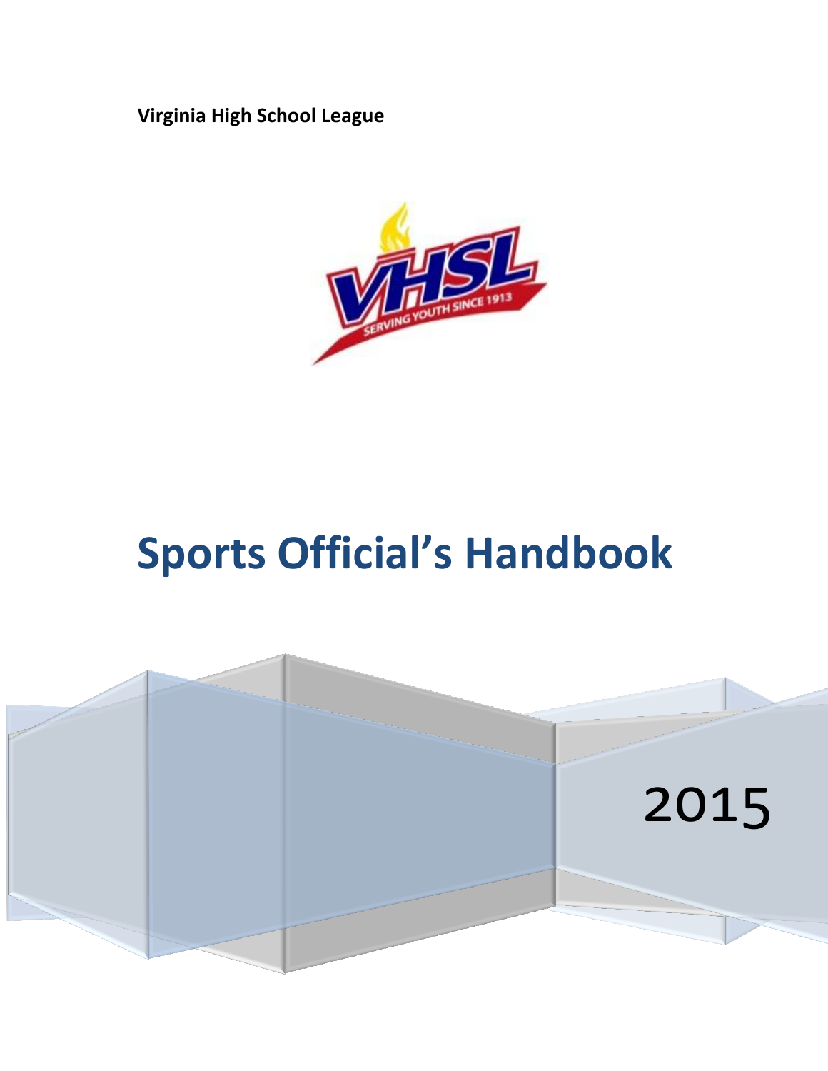**Virginia High School League**

# Sports Official's Handbook

2015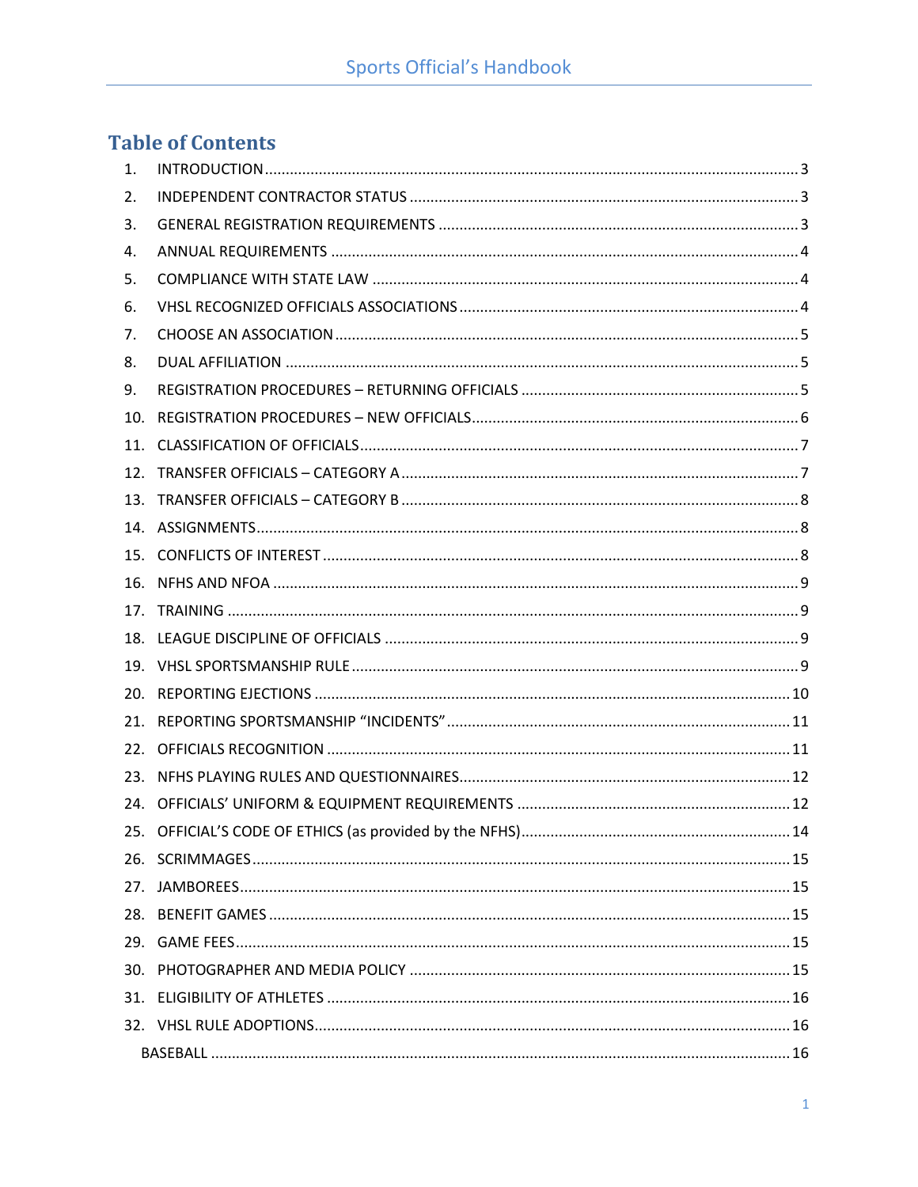# Table of Contents

1. INTRODUCTION ..... 3
2. INDEPENDENT CONTRACTOR STATUS ..... 3
3. GENERAL REGISTRATION REQUIREMENTS ..... 3
4. ANNUAL REQUIREMENTS ..... 4
5. COMPLIANCE WITH STATE LAW ..... 4
6. VHSL RECOGNIZED OFFICIALS ASSOCIATIONS ..... 4
7. CHOOSE AN ASSOCIATION ..... 5
8. DUAL AFFILIATION ..... 5
9. REGISTRATION PROCEDURES – RETURNING OFFICIALS ..... 5
10. REGISTRATION PROCEDURES – NEW OFFICIALS ..... 6
11. CLASSIFICATION OF OFFICIALS ..... 7
12. TRANSFER OFFICIALS – CATEGORY A ..... 7
13. TRANSFER OFFICIALS – CATEGORY B ..... 8
14. ASSIGNMENTS ..... 8
15. CONFLICTS OF INTEREST ..... 8
16. NFHS AND NFOA ..... 9
17. TRAINING ..... 9
18. LEAGUE DISCIPLINE OF OFFICIALS ..... 9
19. VHSL SPORTSMANSHIP RULE ..... 9
20. REPORTING EJECTIONS ..... 10
21. REPORTING SPORTSMANSHIP "INCIDENTS" ..... 11
22. OFFICIALS RECOGNITION ..... 11
23. NFHS PLAYING RULES AND QUESTIONNAIRES ..... 12
24. OFFICIALS' UNIFORM & EQUIPMENT REQUIREMENTS ..... 12
25. OFFICIAL'S CODE OF ETHICS (as provided by the NFHS) ..... 14
26. SCRIMMAGES ..... 15
27. JAMBOREES ..... 15
28. BENEFIT GAMES ..... 15
29. GAME FEES ..... 15
30. PHOTOGRAPHER AND MEDIA POLICY ..... 15
31. ELIGIBILITY OF ATHLETES ..... 16
32. VHSL RULE ADOPTIONS ..... 16
    - BASEBALL ..... 16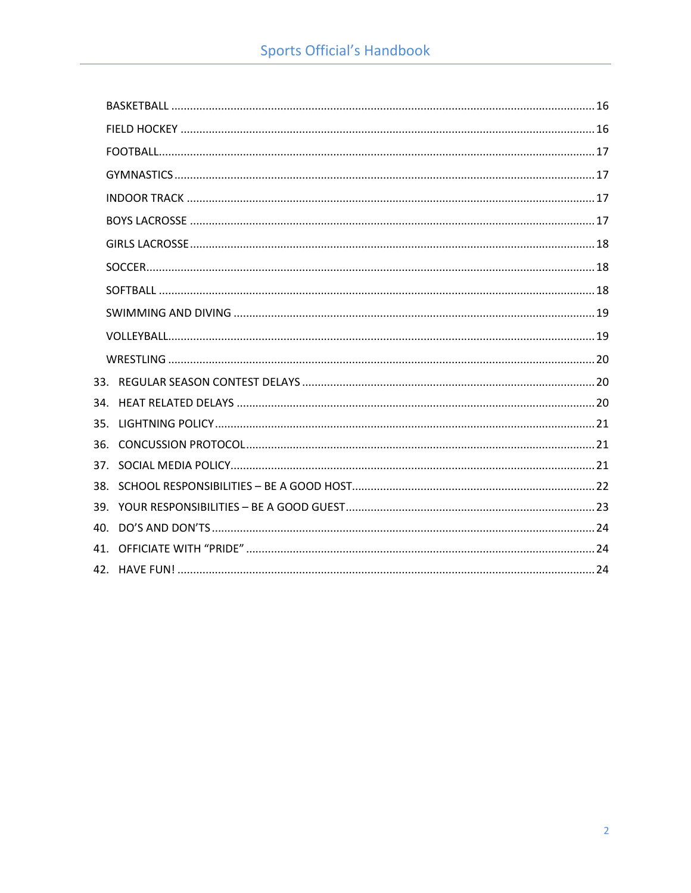- BASKETBALL ........ 16
- FIELD HOCKEY ........ 16
- FOOTBALL ........ 17
- GYMNASTICS ........ 17
- INDOOR TRACK ........ 17
- BOYS LACROSSE ........ 17
- GIRLS LACROSSE ........ 18
- SOCCER ........ 18
- SOFTBALL ........ 18
- SWIMMING AND DIVING ........ 19
- VOLLEYBALL ........ 19
- WRESTLING ........ 20

33. REGULAR SEASON CONTEST DELAYS ........ 20
34. HEAT RELATED DELAYS ........ 20
35. LIGHTNING POLICY ........ 21
36. CONCUSSION PROTOCOL ........ 21
37. SOCIAL MEDIA POLICY ........ 21
38. SCHOOL RESPONSIBILITIES – BE A GOOD HOST ........ 22
39. YOUR RESPONSIBILITIES – BE A GOOD GUEST ........ 23
40. DO’S AND DON’TS ........ 24
41. OFFICIATE WITH “PRIDE” ........ 24
42. HAVE FUN! ........ 24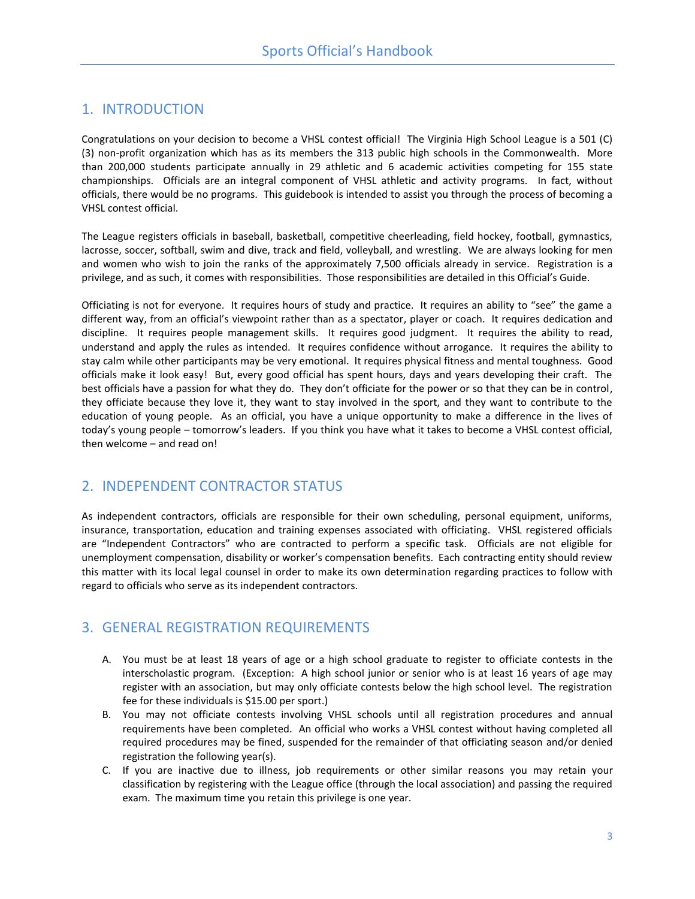## 1. INTRODUCTION

Congratulations on your decision to become a VHSL contest official! The Virginia High School League is a 501 (C) (3) non-profit organization which has as its members the 313 public high schools in the Commonwealth. More than 200,000 students participate annually in 29 athletic and 6 academic activities competing for 155 state championships. Officials are an integral component of VHSL athletic and activity programs. In fact, without officials, there would be no programs. This guidebook is intended to assist you through the process of becoming a VHSL contest official.

The League registers officials in baseball, basketball, competitive cheerleading, field hockey, football, gymnastics, lacrosse, soccer, softball, swim and dive, track and field, volleyball, and wrestling. We are always looking for men and women who wish to join the ranks of the approximately 7,500 officials already in service. Registration is a privilege, and as such, it comes with responsibilities. Those responsibilities are detailed in this Official's Guide.

Officiating is not for everyone. It requires hours of study and practice. It requires an ability to "see" the game a different way, from an official's viewpoint rather than as a spectator, player or coach. It requires dedication and discipline. It requires people management skills. It requires good judgment. It requires the ability to read, understand and apply the rules as intended. It requires confidence without arrogance. It requires the ability to stay calm while other participants may be very emotional. It requires physical fitness and mental toughness. Good officials make it look easy! But, every good official has spent hours, days and years developing their craft. The best officials have a passion for what they do. They don't officiate for the power or so that they can be in control, they officiate because they love it, they want to stay involved in the sport, and they want to contribute to the education of young people. As an official, you have a unique opportunity to make a difference in the lives of today's young people – tomorrow's leaders. If you think you have what it takes to become a VHSL contest official, then welcome – and read on!

## 2. INDEPENDENT CONTRACTOR STATUS

As independent contractors, officials are responsible for their own scheduling, personal equipment, uniforms, insurance, transportation, education and training expenses associated with officiating. VHSL registered officials are "Independent Contractors" who are contracted to perform a specific task. Officials are not eligible for unemployment compensation, disability or worker's compensation benefits. Each contracting entity should review this matter with its local legal counsel in order to make its own determination regarding practices to follow with regard to officials who serve as its independent contractors.

## 3. GENERAL REGISTRATION REQUIREMENTS

A. You must be at least 18 years of age or a high school graduate to register to officiate contests in the interscholastic program. (Exception: A high school junior or senior who is at least 16 years of age may register with an association, but may only officiate contests below the high school level. The registration fee for these individuals is $15.00 per sport.)

B. You may not officiate contests involving VHSL schools until all registration procedures and annual requirements have been completed. An official who works a VHSL contest without having completed all required procedures may be fined, suspended for the remainder of that officiating season and/or denied registration the following year(s).

C. If you are inactive due to illness, job requirements or other similar reasons you may retain your classification by registering with the League office (through the local association) and passing the required exam. The maximum time you retain this privilege is one year.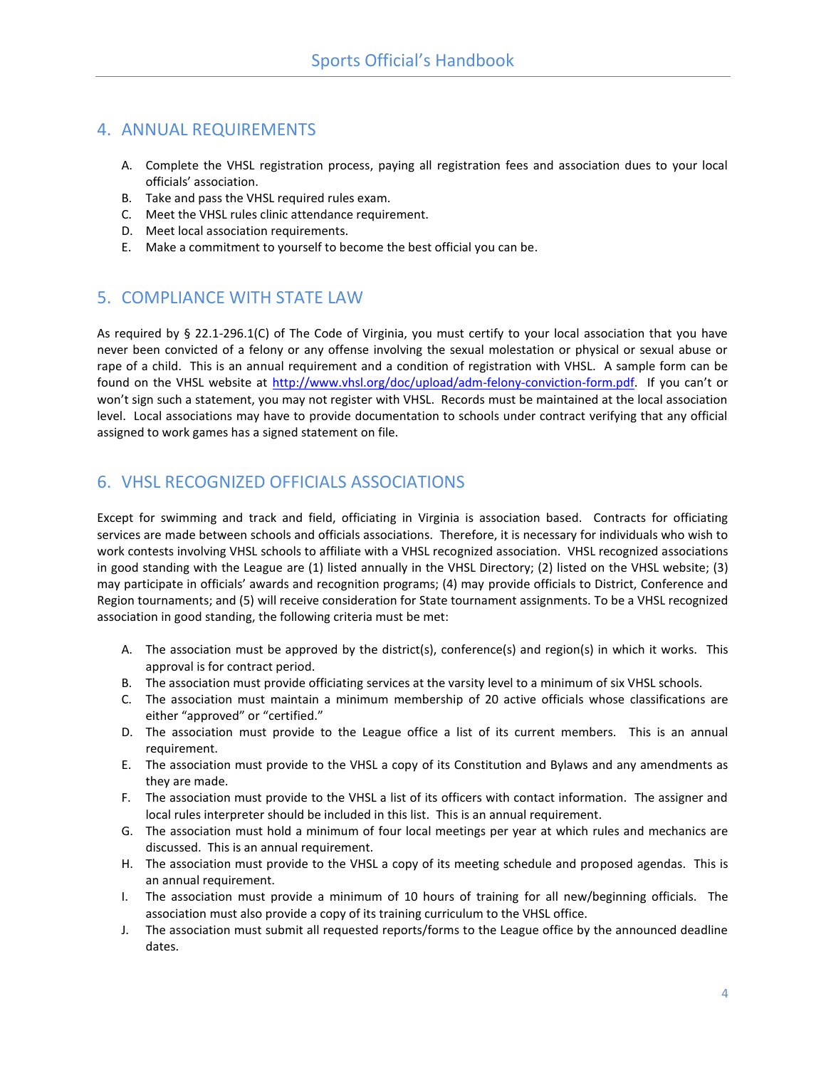## 4. ANNUAL REQUIREMENTS

A. Complete the VHSL registration process, paying all registration fees and association dues to your local officials' association.
B. Take and pass the VHSL required rules exam.
C. Meet the VHSL rules clinic attendance requirement.
D. Meet local association requirements.
E. Make a commitment to yourself to become the best official you can be.

## 5. COMPLIANCE WITH STATE LAW

As required by § 22.1-296.1(C) of The Code of Virginia, you must certify to your local association that you have never been convicted of a felony or any offense involving the sexual molestation or physical or sexual abuse or rape of a child. This is an annual requirement and a condition of registration with VHSL. A sample form can be found on the VHSL website at http://www.vhsl.org/doc/upload/adm-felony-conviction-form.pdf. If you can't or won't sign such a statement, you may not register with VHSL. Records must be maintained at the local association level. Local associations may have to provide documentation to schools under contract verifying that any official assigned to work games has a signed statement on file.

## 6. VHSL RECOGNIZED OFFICIALS ASSOCIATIONS

Except for swimming and track and field, officiating in Virginia is association based. Contracts for officiating services are made between schools and officials associations. Therefore, it is necessary for individuals who wish to work contests involving VHSL schools to affiliate with a VHSL recognized association. VHSL recognized associations in good standing with the League are (1) listed annually in the VHSL Directory; (2) listed on the VHSL website; (3) may participate in officials' awards and recognition programs; (4) may provide officials to District, Conference and Region tournaments; and (5) will receive consideration for State tournament assignments. To be a VHSL recognized association in good standing, the following criteria must be met:

A. The association must be approved by the district(s), conference(s) and region(s) in which it works. This approval is for contract period.
B. The association must provide officiating services at the varsity level to a minimum of six VHSL schools.
C. The association must maintain a minimum membership of 20 active officials whose classifications are either "approved" or "certified."
D. The association must provide to the League office a list of its current members. This is an annual requirement.
E. The association must provide to the VHSL a copy of its Constitution and Bylaws and any amendments as they are made.
F. The association must provide to the VHSL a list of its officers with contact information. The assigner and local rules interpreter should be included in this list. This is an annual requirement.
G. The association must hold a minimum of four local meetings per year at which rules and mechanics are discussed. This is an annual requirement.
H. The association must provide to the VHSL a copy of its meeting schedule and proposed agendas. This is an annual requirement.
I. The association must provide a minimum of 10 hours of training for all new/beginning officials. The association must also provide a copy of its training curriculum to the VHSL office.
J. The association must submit all requested reports/forms to the League office by the announced deadline dates.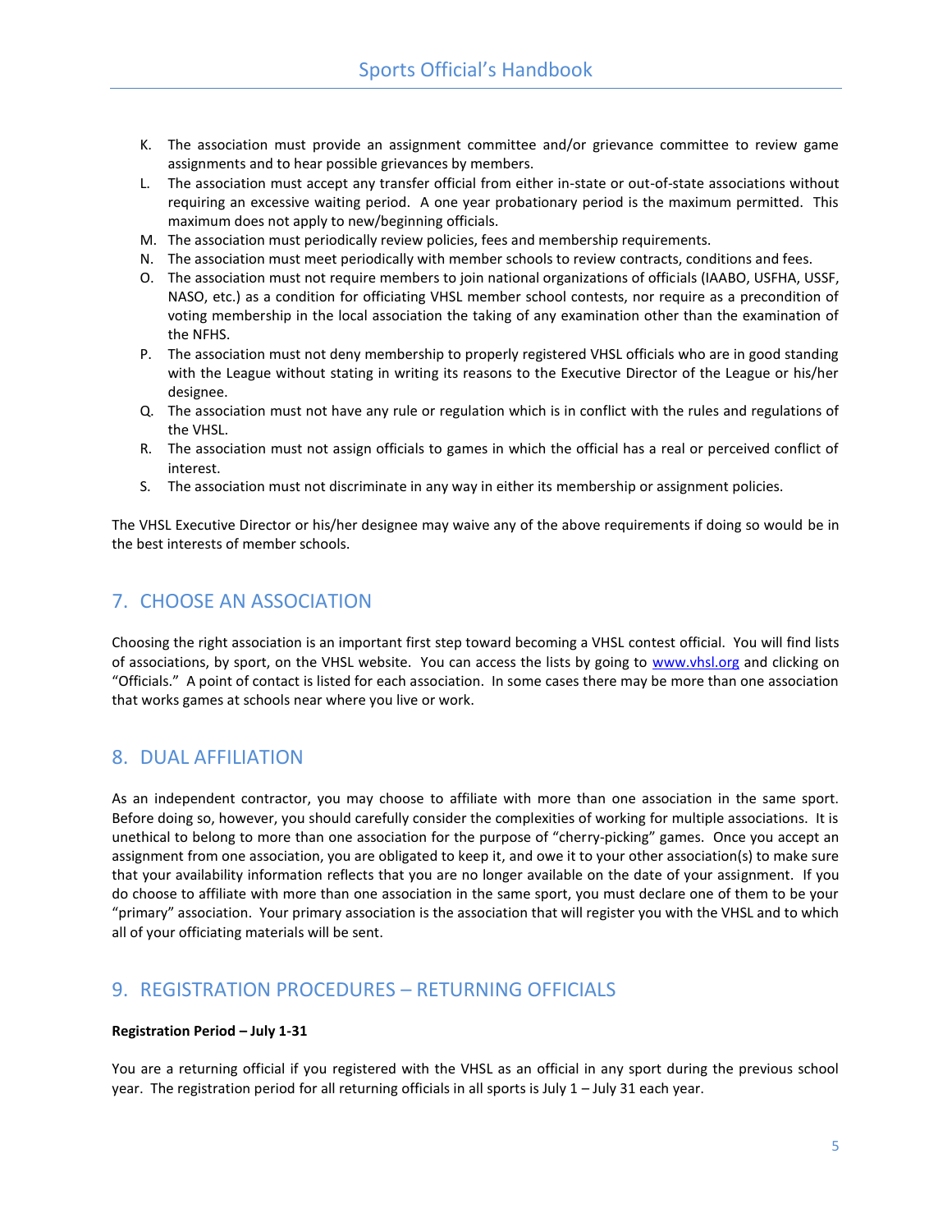K. The association must provide an assignment committee and/or grievance committee to review game assignments and to hear possible grievances by members.
L. The association must accept any transfer official from either in-state or out-of-state associations without requiring an excessive waiting period. A one year probationary period is the maximum permitted. This maximum does not apply to new/beginning officials.
M. The association must periodically review policies, fees and membership requirements.
N. The association must meet periodically with member schools to review contracts, conditions and fees.
O. The association must not require members to join national organizations of officials (IAABO, USFHA, USSF, NASO, etc.) as a condition for officiating VHSL member school contests, nor require as a precondition of voting membership in the local association the taking of any examination other than the examination of the NFHS.
P. The association must not deny membership to properly registered VHSL officials who are in good standing with the League without stating in writing its reasons to the Executive Director of the League or his/her designee.
Q. The association must not have any rule or regulation which is in conflict with the rules and regulations of the VHSL.
R. The association must not assign officials to games in which the official has a real or perceived conflict of interest.
S. The association must not discriminate in any way in either its membership or assignment policies.

The VHSL Executive Director or his/her designee may waive any of the above requirements if doing so would be in the best interests of member schools.

## 7. CHOOSE AN ASSOCIATION

Choosing the right association is an important first step toward becoming a VHSL contest official. You will find lists of associations, by sport, on the VHSL website. You can access the lists by going to www.vhsl.org and clicking on "Officials." A point of contact is listed for each association. In some cases there may be more than one association that works games at schools near where you live or work.

## 8. DUAL AFFILIATION

As an independent contractor, you may choose to affiliate with more than one association in the same sport. Before doing so, however, you should carefully consider the complexities of working for multiple associations. It is unethical to belong to more than one association for the purpose of "cherry-picking" games. Once you accept an assignment from one association, you are obligated to keep it, and owe it to your other association(s) to make sure that your availability information reflects that you are no longer available on the date of your assignment. If you do choose to affiliate with more than one association in the same sport, you must declare one of them to be your "primary" association. Your primary association is the association that will register you with the VHSL and to which all of your officiating materials will be sent.

## 9. REGISTRATION PROCEDURES – RETURNING OFFICIALS

**Registration Period – July 1-31**

You are a returning official if you registered with the VHSL as an official in any sport during the previous school year. The registration period for all returning officials in all sports is July 1 – July 31 each year.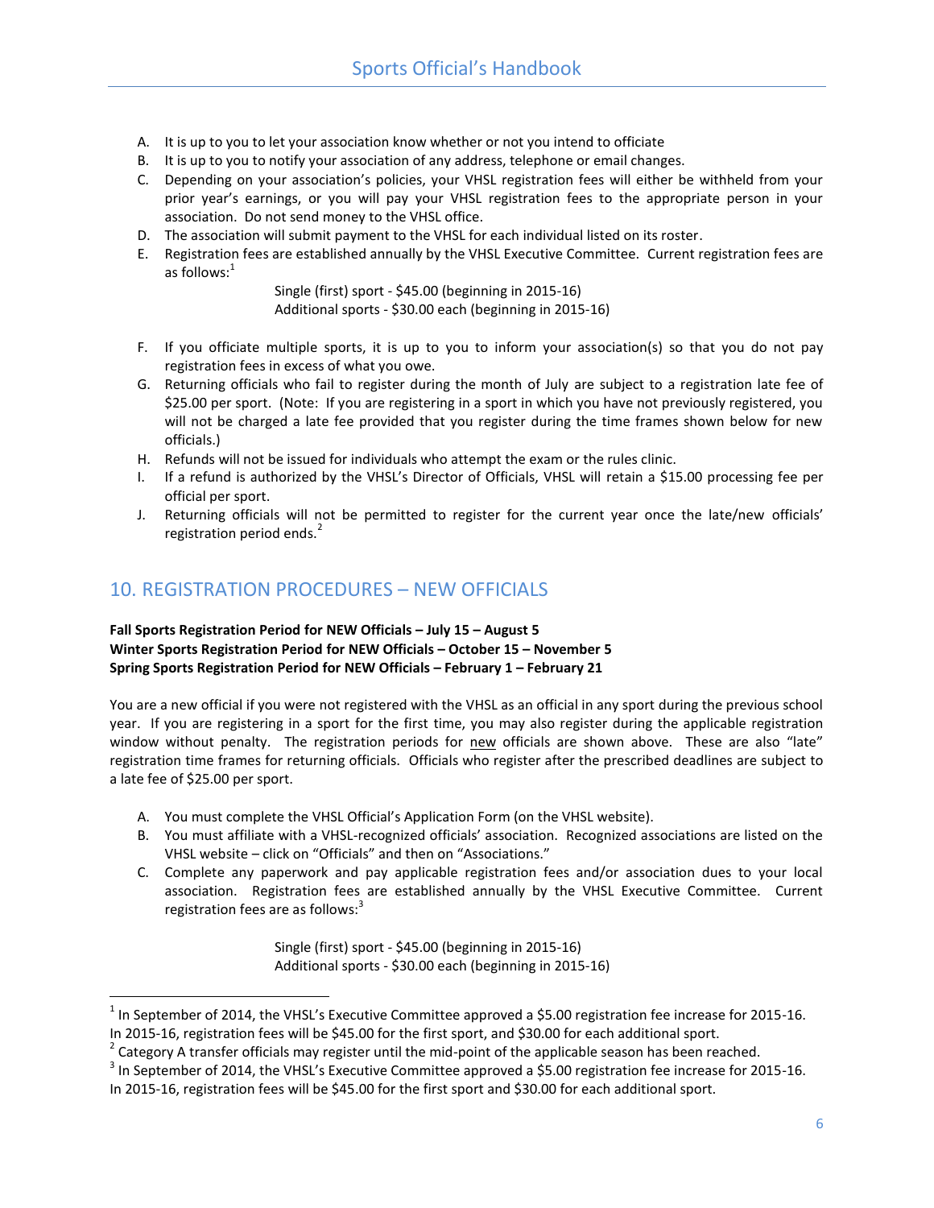A. It is up to you to let your association know whether or not you intend to officiate
B. It is up to you to notify your association of any address, telephone or email changes.
C. Depending on your association's policies, your VHSL registration fees will either be withheld from your prior year's earnings, or you will pay your VHSL registration fees to the appropriate person in your association. Do not send money to the VHSL office.
D. The association will submit payment to the VHSL for each individual listed on its roster.
E. Registration fees are established annually by the VHSL Executive Committee. Current registration fees are as follows:[1]

   Single (first) sport - $45.00 (beginning in 2015-16)
   Additional sports - $30.00 each (beginning in 2015-16)

F. If you officiate multiple sports, it is up to you to inform your association(s) so that you do not pay registration fees in excess of what you owe.
G. Returning officials who fail to register during the month of July are subject to a registration late fee of $25.00 per sport. (Note: If you are registering in a sport in which you have not previously registered, you will not be charged a late fee provided that you register during the time frames shown below for new officials.)
H. Refunds will not be issued for individuals who attempt the exam or the rules clinic.
I. If a refund is authorized by the VHSL's Director of Officials, VHSL will retain a $15.00 processing fee per official per sport.
J. Returning officials will not be permitted to register for the current year once the late/new officials' registration period ends.[2]

## 10. REGISTRATION PROCEDURES – NEW OFFICIALS

**Fall Sports Registration Period for NEW Officials – July 15 – August 5**
**Winter Sports Registration Period for NEW Officials – October 15 – November 5**
**Spring Sports Registration Period for NEW Officials – February 1 – February 21**

You are a new official if you were not registered with the VHSL as an official in any sport during the previous school year. If you are registering in a sport for the first time, you may also register during the applicable registration window without penalty. The registration periods for new officials are shown above. These are also "late" registration time frames for returning officials. Officials who register after the prescribed deadlines are subject to a late fee of $25.00 per sport.

A. You must complete the VHSL Official's Application Form (on the VHSL website).
B. You must affiliate with a VHSL-recognized officials' association. Recognized associations are listed on the VHSL website – click on "Officials" and then on "Associations."
C. Complete any paperwork and pay applicable registration fees and/or association dues to your local association. Registration fees are established annually by the VHSL Executive Committee. Current registration fees are as follows:[3]

   Single (first) sport - $45.00 (beginning in 2015-16)
   Additional sports - $30.00 each (beginning in 2015-16)

---

[1] In September of 2014, the VHSL's Executive Committee approved a $5.00 registration fee increase for 2015-16. In 2015-16, registration fees will be $45.00 for the first sport, and $30.00 for each additional sport.
[2] Category A transfer officials may register until the mid-point of the applicable season has been reached.
[3] In September of 2014, the VHSL's Executive Committee approved a $5.00 registration fee increase for 2015-16. In 2015-16, registration fees will be $45.00 for the first sport and $30.00 for each additional sport.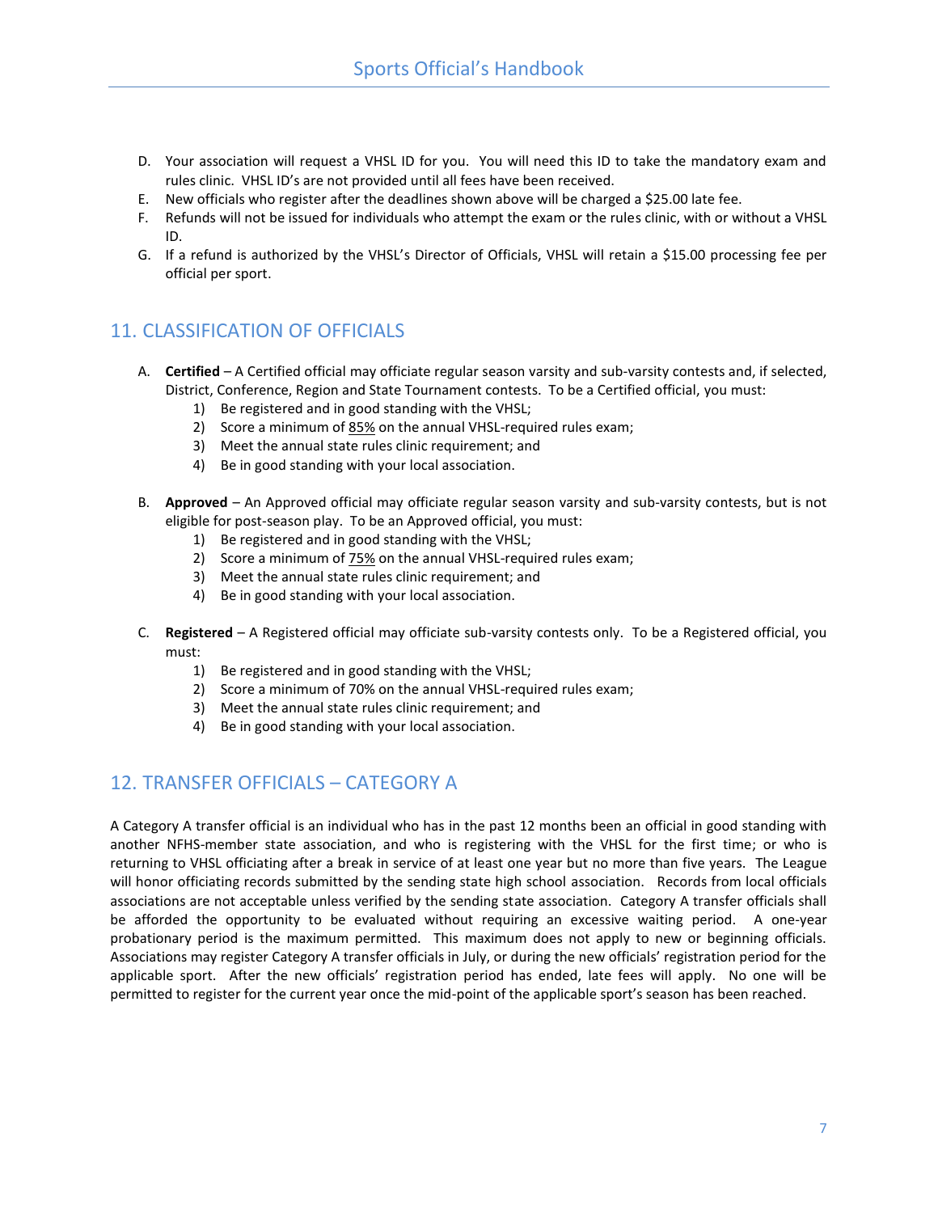D. Your association will request a VHSL ID for you. You will need this ID to take the mandatory exam and rules clinic. VHSL ID's are not provided until all fees have been received.
E. New officials who register after the deadlines shown above will be charged a $25.00 late fee.
F. Refunds will not be issued for individuals who attempt the exam or the rules clinic, with or without a VHSL ID.
G. If a refund is authorized by the VHSL's Director of Officials, VHSL will retain a $15.00 processing fee per official per sport.

## 11. CLASSIFICATION OF OFFICIALS

A. **Certified** – A Certified official may officiate regular season varsity and sub-varsity contests and, if selected, District, Conference, Region and State Tournament contests. To be a Certified official, you must:
   1) Be registered and in good standing with the VHSL;
   2) Score a minimum of 85% on the annual VHSL-required rules exam;
   3) Meet the annual state rules clinic requirement; and
   4) Be in good standing with your local association.

B. **Approved** – An Approved official may officiate regular season varsity and sub-varsity contests, but is not eligible for post-season play. To be an Approved official, you must:
   1) Be registered and in good standing with the VHSL;
   2) Score a minimum of 75% on the annual VHSL-required rules exam;
   3) Meet the annual state rules clinic requirement; and
   4) Be in good standing with your local association.

C. **Registered** – A Registered official may officiate sub-varsity contests only. To be a Registered official, you must:
   1) Be registered and in good standing with the VHSL;
   2) Score a minimum of 70% on the annual VHSL-required rules exam;
   3) Meet the annual state rules clinic requirement; and
   4) Be in good standing with your local association.

## 12. TRANSFER OFFICIALS – CATEGORY A

A Category A transfer official is an individual who has in the past 12 months been an official in good standing with another NFHS-member state association, and who is registering with the VHSL for the first time; or who is returning to VHSL officiating after a break in service of at least one year but no more than five years. The League will honor officiating records submitted by the sending state high school association. Records from local officials associations are not acceptable unless verified by the sending state association. Category A transfer officials shall be afforded the opportunity to be evaluated without requiring an excessive waiting period. A one-year probationary period is the maximum permitted. This maximum does not apply to new or beginning officials. Associations may register Category A transfer officials in July, or during the new officials' registration period for the applicable sport. After the new officials' registration period has ended, late fees will apply. No one will be permitted to register for the current year once the mid-point of the applicable sport's season has been reached.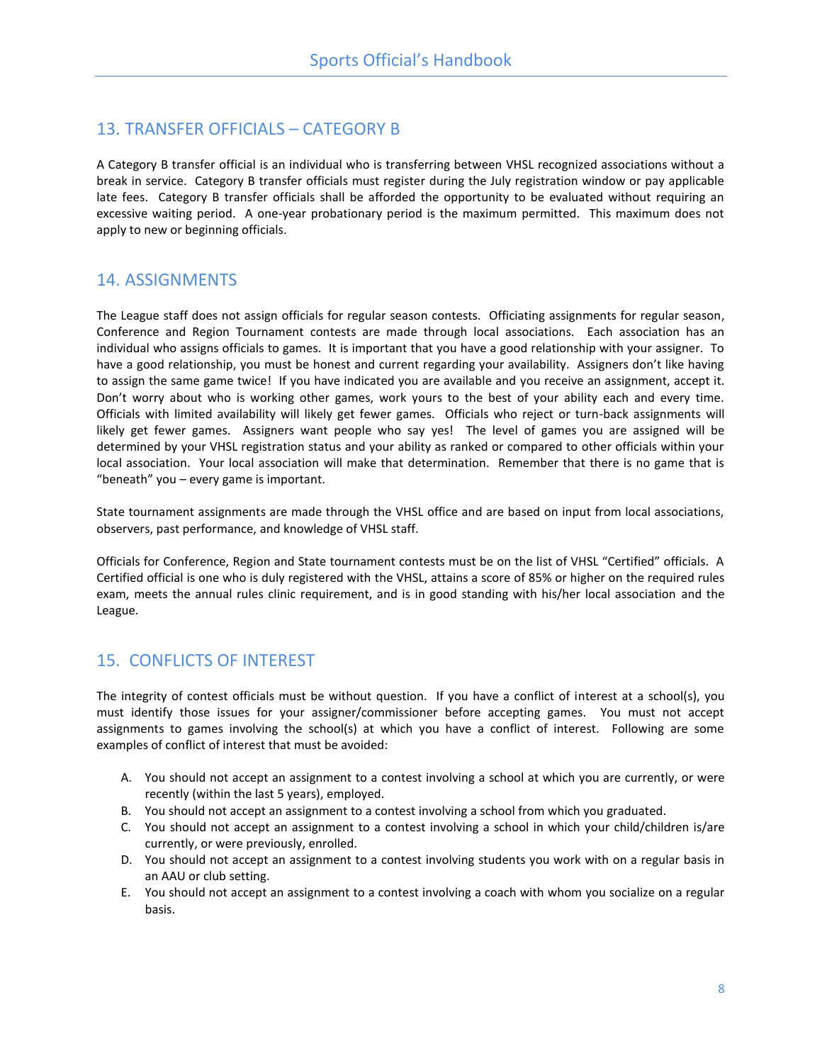## 13. TRANSFER OFFICIALS – CATEGORY B

A Category B transfer official is an individual who is transferring between VHSL recognized associations without a break in service. Category B transfer officials must register during the July registration window or pay applicable late fees. Category B transfer officials shall be afforded the opportunity to be evaluated without requiring an excessive waiting period. A one-year probationary period is the maximum permitted. This maximum does not apply to new or beginning officials.

## 14. ASSIGNMENTS

The League staff does not assign officials for regular season contests. Officiating assignments for regular season, Conference and Region Tournament contests are made through local associations. Each association has an individual who assigns officials to games. It is important that you have a good relationship with your assigner. To have a good relationship, you must be honest and current regarding your availability. Assigners don't like having to assign the same game twice! If you have indicated you are available and you receive an assignment, accept it. Don't worry about who is working other games, work yours to the best of your ability each and every time. Officials with limited availability will likely get fewer games. Officials who reject or turn-back assignments will likely get fewer games. Assigners want people who say yes! The level of games you are assigned will be determined by your VHSL registration status and your ability as ranked or compared to other officials within your local association. Your local association will make that determination. Remember that there is no game that is "beneath" you – every game is important.

State tournament assignments are made through the VHSL office and are based on input from local associations, observers, past performance, and knowledge of VHSL staff.

Officials for Conference, Region and State tournament contests must be on the list of VHSL "Certified" officials. A Certified official is one who is duly registered with the VHSL, attains a score of 85% or higher on the required rules exam, meets the annual rules clinic requirement, and is in good standing with his/her local association and the League.

## 15. CONFLICTS OF INTEREST

The integrity of contest officials must be without question. If you have a conflict of interest at a school(s), you must identify those issues for your assigner/commissioner before accepting games. You must not accept assignments to games involving the school(s) at which you have a conflict of interest. Following are some examples of conflict of interest that must be avoided:

A. You should not accept an assignment to a contest involving a school at which you are currently, or were recently (within the last 5 years), employed.
B. You should not accept an assignment to a contest involving a school from which you graduated.
C. You should not accept an assignment to a contest involving a school in which your child/children is/are currently, or were previously, enrolled.
D. You should not accept an assignment to a contest involving students you work with on a regular basis in an AAU or club setting.
E. You should not accept an assignment to a contest involving a coach with whom you socialize on a regular basis.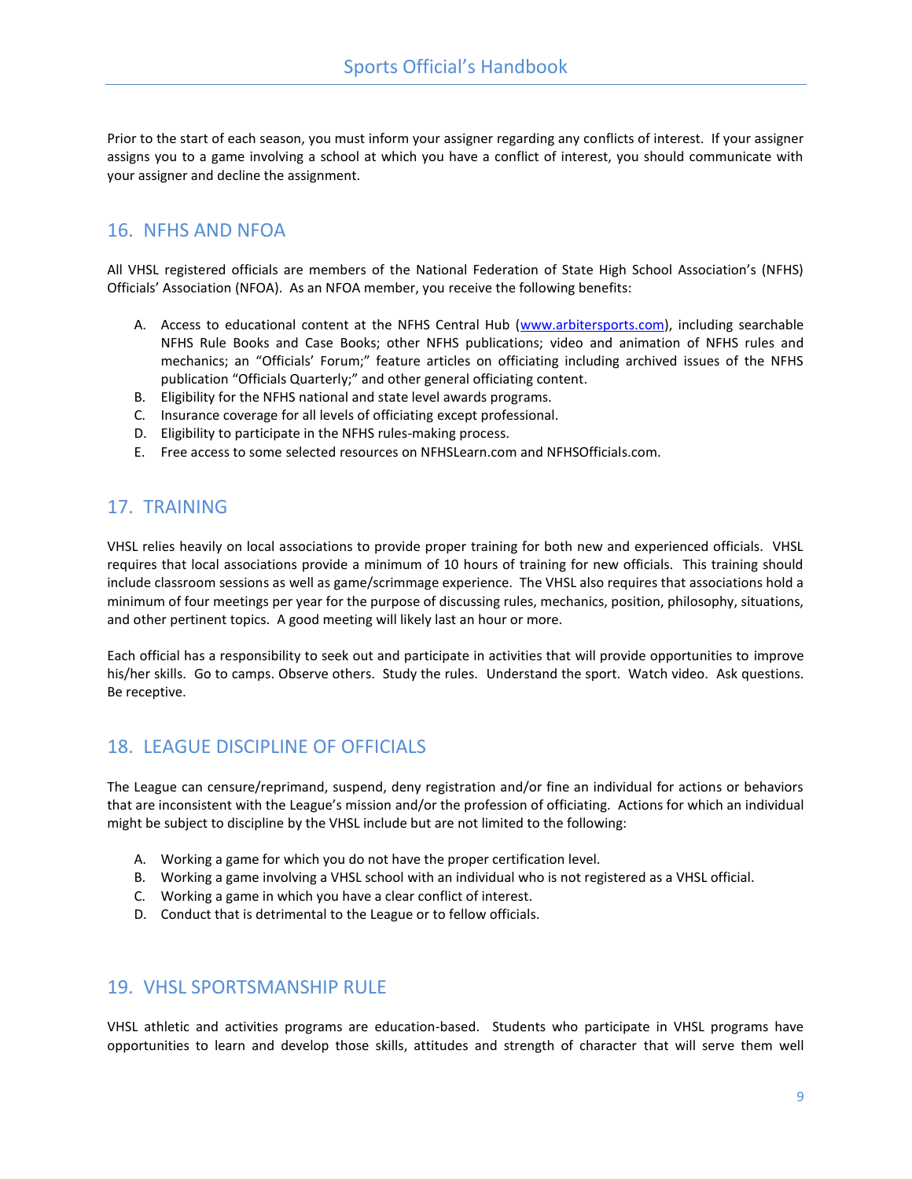Prior to the start of each season, you must inform your assigner regarding any conflicts of interest. If your assigner assigns you to a game involving a school at which you have a conflict of interest, you should communicate with your assigner and decline the assignment.

## 16. NFHS AND NFOA

All VHSL registered officials are members of the National Federation of State High School Association's (NFHS) Officials' Association (NFOA). As an NFOA member, you receive the following benefits:

A. Access to educational content at the NFHS Central Hub ([www.arbitersports.com](www.arbitersports.com)), including searchable NFHS Rule Books and Case Books; other NFHS publications; video and animation of NFHS rules and mechanics; an "Officials' Forum;" feature articles on officiating including archived issues of the NFHS publication "Officials Quarterly;" and other general officiating content.
B. Eligibility for the NFHS national and state level awards programs.
C. Insurance coverage for all levels of officiating except professional.
D. Eligibility to participate in the NFHS rules-making process.
E. Free access to some selected resources on NFHSLearn.com and NFHSOfficials.com.

## 17. TRAINING

VHSL relies heavily on local associations to provide proper training for both new and experienced officials. VHSL requires that local associations provide a minimum of 10 hours of training for new officials. This training should include classroom sessions as well as game/scrimmage experience. The VHSL also requires that associations hold a minimum of four meetings per year for the purpose of discussing rules, mechanics, position, philosophy, situations, and other pertinent topics. A good meeting will likely last an hour or more.

Each official has a responsibility to seek out and participate in activities that will provide opportunities to improve his/her skills. Go to camps. Observe others. Study the rules. Understand the sport. Watch video. Ask questions. Be receptive.

## 18. LEAGUE DISCIPLINE OF OFFICIALS

The League can censure/reprimand, suspend, deny registration and/or fine an individual for actions or behaviors that are inconsistent with the League's mission and/or the profession of officiating. Actions for which an individual might be subject to discipline by the VHSL include but are not limited to the following:

A. Working a game for which you do not have the proper certification level.
B. Working a game involving a VHSL school with an individual who is not registered as a VHSL official.
C. Working a game in which you have a clear conflict of interest.
D. Conduct that is detrimental to the League or to fellow officials.

## 19. VHSL SPORTSMANSHIP RULE

VHSL athletic and activities programs are education-based. Students who participate in VHSL programs have opportunities to learn and develop those skills, attitudes and strength of character that will serve them well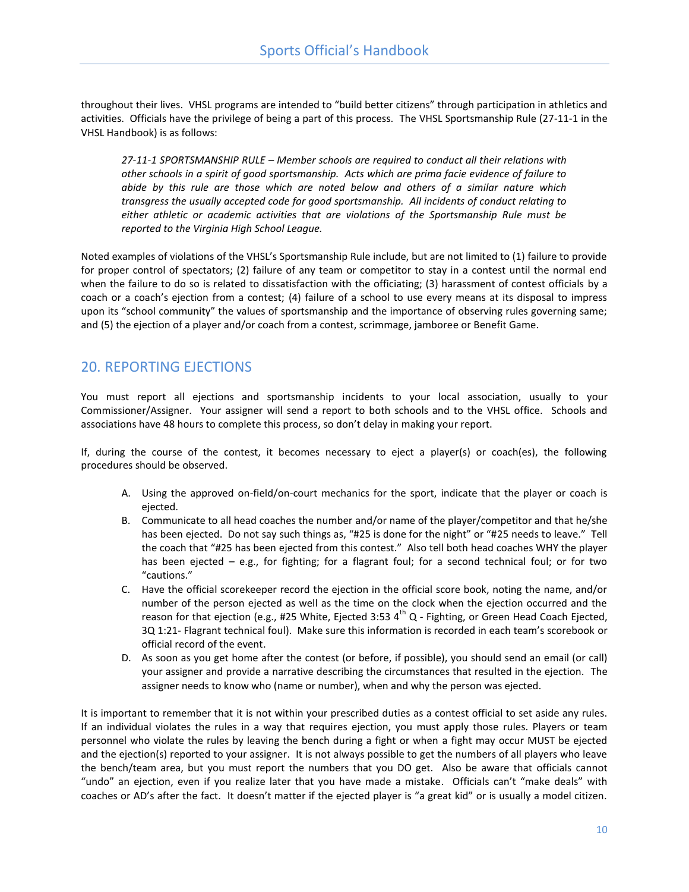throughout their lives. VHSL programs are intended to "build better citizens" through participation in athletics and activities. Officials have the privilege of being a part of this process. The VHSL Sportsmanship Rule (27-11-1 in the VHSL Handbook) is as follows:

> *27-11-1 SPORTSMANSHIP RULE – Member schools are required to conduct all their relations with other schools in a spirit of good sportsmanship. Acts which are prima facie evidence of failure to abide by this rule are those which are noted below and others of a similar nature which transgress the usually accepted code for good sportsmanship. All incidents of conduct relating to either athletic or academic activities that are violations of the Sportsmanship Rule must be reported to the Virginia High School League.*

Noted examples of violations of the VHSL's Sportsmanship Rule include, but are not limited to (1) failure to provide for proper control of spectators; (2) failure of any team or competitor to stay in a contest until the normal end when the failure to do so is related to dissatisfaction with the officiating; (3) harassment of contest officials by a coach or a coach's ejection from a contest; (4) failure of a school to use every means at its disposal to impress upon its "school community" the values of sportsmanship and the importance of observing rules governing same; and (5) the ejection of a player and/or coach from a contest, scrimmage, jamboree or Benefit Game.

## 20. REPORTING EJECTIONS

You must report all ejections and sportsmanship incidents to your local association, usually to your Commissioner/Assigner. Your assigner will send a report to both schools and to the VHSL office. Schools and associations have 48 hours to complete this process, so don't delay in making your report.

If, during the course of the contest, it becomes necessary to eject a player(s) or coach(es), the following procedures should be observed.

A. Using the approved on-field/on-court mechanics for the sport, indicate that the player or coach is ejected.
B. Communicate to all head coaches the number and/or name of the player/competitor and that he/she has been ejected. Do not say such things as, "#25 is done for the night" or "#25 needs to leave." Tell the coach that "#25 has been ejected from this contest." Also tell both head coaches WHY the player has been ejected – e.g., for fighting; for a flagrant foul; for a second technical foul; or for two "cautions."
C. Have the official scorekeeper record the ejection in the official score book, noting the name, and/or number of the person ejected as well as the time on the clock when the ejection occurred and the reason for that ejection (e.g., #25 White, Ejected 3:53 4th Q - Fighting, or Green Head Coach Ejected, 3Q 1:21- Flagrant technical foul). Make sure this information is recorded in each team's scorebook or official record of the event.
D. As soon as you get home after the contest (or before, if possible), you should send an email (or call) your assigner and provide a narrative describing the circumstances that resulted in the ejection. The assigner needs to know who (name or number), when and why the person was ejected.

It is important to remember that it is not within your prescribed duties as a contest official to set aside any rules. If an individual violates the rules in a way that requires ejection, you must apply those rules. Players or team personnel who violate the rules by leaving the bench during a fight or when a fight may occur MUST be ejected and the ejection(s) reported to your assigner. It is not always possible to get the numbers of all players who leave the bench/team area, but you must report the numbers that you DO get. Also be aware that officials cannot "undo" an ejection, even if you realize later that you have made a mistake. Officials can't "make deals" with coaches or AD's after the fact. It doesn't matter if the ejected player is "a great kid" or is usually a model citizen.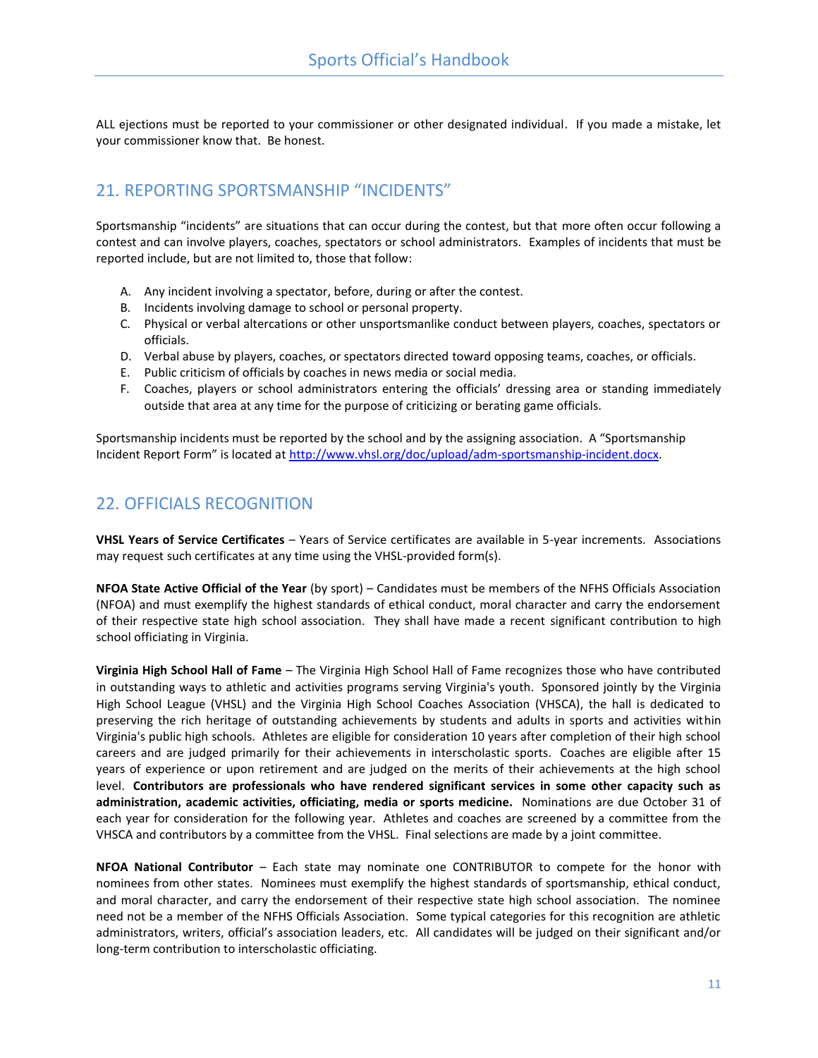ALL ejections must be reported to your commissioner or other designated individual. If you made a mistake, let your commissioner know that. Be honest.

## 21. REPORTING SPORTSMANSHIP "INCIDENTS"

Sportsmanship "incidents" are situations that can occur during the contest, but that more often occur following a contest and can involve players, coaches, spectators or school administrators. Examples of incidents that must be reported include, but are not limited to, those that follow:

A. Any incident involving a spectator, before, during or after the contest.
B. Incidents involving damage to school or personal property.
C. Physical or verbal altercations or other unsportsmanlike conduct between players, coaches, spectators or officials.
D. Verbal abuse by players, coaches, or spectators directed toward opposing teams, coaches, or officials.
E. Public criticism of officials by coaches in news media or social media.
F. Coaches, players or school administrators entering the officials' dressing area or standing immediately outside that area at any time for the purpose of criticizing or berating game officials.

Sportsmanship incidents must be reported by the school and by the assigning association. A "Sportsmanship Incident Report Form" is located at http://www.vhsl.org/doc/upload/adm-sportsmanship-incident.docx.

## 22. OFFICIALS RECOGNITION

**VHSL Years of Service Certificates** – Years of Service certificates are available in 5-year increments. Associations may request such certificates at any time using the VHSL-provided form(s).

**NFOA State Active Official of the Year** (by sport) – Candidates must be members of the NFHS Officials Association (NFOA) and must exemplify the highest standards of ethical conduct, moral character and carry the endorsement of their respective state high school association. They shall have made a recent significant contribution to high school officiating in Virginia.

**Virginia High School Hall of Fame** – The Virginia High School Hall of Fame recognizes those who have contributed in outstanding ways to athletic and activities programs serving Virginia's youth. Sponsored jointly by the Virginia High School League (VHSL) and the Virginia High School Coaches Association (VHSCA), the hall is dedicated to preserving the rich heritage of outstanding achievements by students and adults in sports and activities within Virginia's public high schools. Athletes are eligible for consideration 10 years after completion of their high school careers and are judged primarily for their achievements in interscholastic sports. Coaches are eligible after 15 years of experience or upon retirement and are judged on the merits of their achievements at the high school level. **Contributors are professionals who have rendered significant services in some other capacity such as administration, academic activities, officiating, media or sports medicine.** Nominations are due October 31 of each year for consideration for the following year. Athletes and coaches are screened by a committee from the VHSCA and contributors by a committee from the VHSL. Final selections are made by a joint committee.

**NFOA National Contributor** – Each state may nominate one CONTRIBUTOR to compete for the honor with nominees from other states. Nominees must exemplify the highest standards of sportsmanship, ethical conduct, and moral character, and carry the endorsement of their respective state high school association. The nominee need not be a member of the NFHS Officials Association. Some typical categories for this recognition are athletic administrators, writers, official's association leaders, etc. All candidates will be judged on their significant and/or long-term contribution to interscholastic officiating.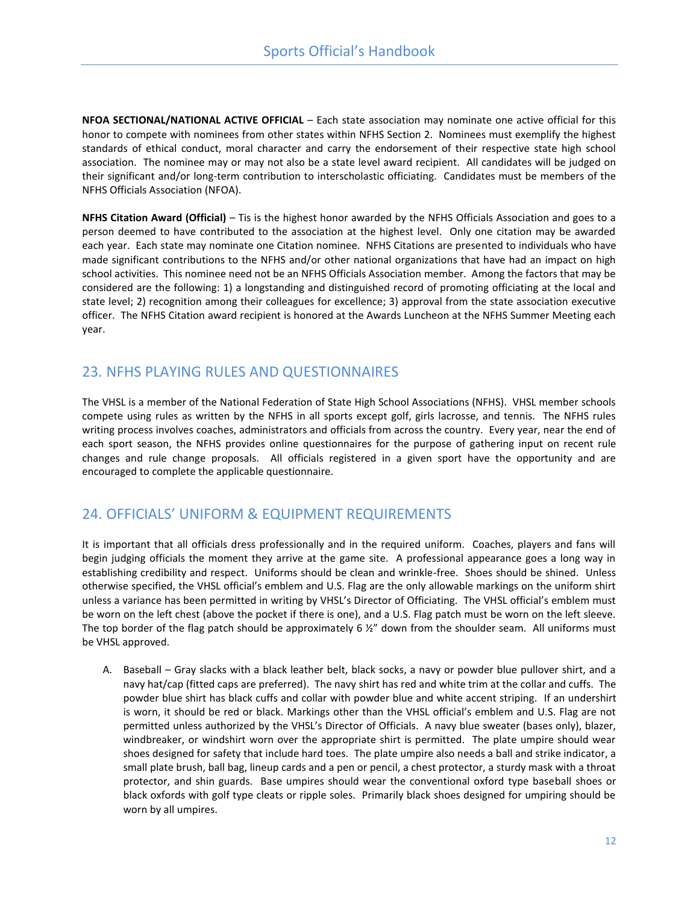**NFOA SECTIONAL/NATIONAL ACTIVE OFFICIAL** – Each state association may nominate one active official for this honor to compete with nominees from other states within NFHS Section 2. Nominees must exemplify the highest standards of ethical conduct, moral character and carry the endorsement of their respective state high school association. The nominee may or may not also be a state level award recipient. All candidates will be judged on their significant and/or long-term contribution to interscholastic officiating. Candidates must be members of the NFHS Officials Association (NFOA).

**NFHS Citation Award (Official)** – Tis is the highest honor awarded by the NFHS Officials Association and goes to a person deemed to have contributed to the association at the highest level. Only one citation may be awarded each year. Each state may nominate one Citation nominee. NFHS Citations are presented to individuals who have made significant contributions to the NFHS and/or other national organizations that have had an impact on high school activities. This nominee need not be an NFHS Officials Association member. Among the factors that may be considered are the following: 1) a longstanding and distinguished record of promoting officiating at the local and state level; 2) recognition among their colleagues for excellence; 3) approval from the state association executive officer. The NFHS Citation award recipient is honored at the Awards Luncheon at the NFHS Summer Meeting each year.

## 23. NFHS PLAYING RULES AND QUESTIONNAIRES

The VHSL is a member of the National Federation of State High School Associations (NFHS). VHSL member schools compete using rules as written by the NFHS in all sports except golf, girls lacrosse, and tennis. The NFHS rules writing process involves coaches, administrators and officials from across the country. Every year, near the end of each sport season, the NFHS provides online questionnaires for the purpose of gathering input on recent rule changes and rule change proposals. All officials registered in a given sport have the opportunity and are encouraged to complete the applicable questionnaire.

## 24. OFFICIALS' UNIFORM & EQUIPMENT REQUIREMENTS

It is important that all officials dress professionally and in the required uniform. Coaches, players and fans will begin judging officials the moment they arrive at the game site. A professional appearance goes a long way in establishing credibility and respect. Uniforms should be clean and wrinkle-free. Shoes should be shined. Unless otherwise specified, the VHSL official's emblem and U.S. Flag are the only allowable markings on the uniform shirt unless a variance has been permitted in writing by VHSL's Director of Officiating. The VHSL official's emblem must be worn on the left chest (above the pocket if there is one), and a U.S. Flag patch must be worn on the left sleeve. The top border of the flag patch should be approximately 6 ½" down from the shoulder seam. All uniforms must be VHSL approved.

A. Baseball – Gray slacks with a black leather belt, black socks, a navy or powder blue pullover shirt, and a navy hat/cap (fitted caps are preferred). The navy shirt has red and white trim at the collar and cuffs. The powder blue shirt has black cuffs and collar with powder blue and white accent striping. If an undershirt is worn, it should be red or black. Markings other than the VHSL official's emblem and U.S. Flag are not permitted unless authorized by the VHSL's Director of Officials. A navy blue sweater (bases only), blazer, windbreaker, or windshirt worn over the appropriate shirt is permitted. The plate umpire should wear shoes designed for safety that include hard toes. The plate umpire also needs a ball and strike indicator, a small plate brush, ball bag, lineup cards and a pen or pencil, a chest protector, a sturdy mask with a throat protector, and shin guards. Base umpires should wear the conventional oxford type baseball shoes or black oxfords with golf type cleats or ripple soles. Primarily black shoes designed for umpiring should be worn by all umpires.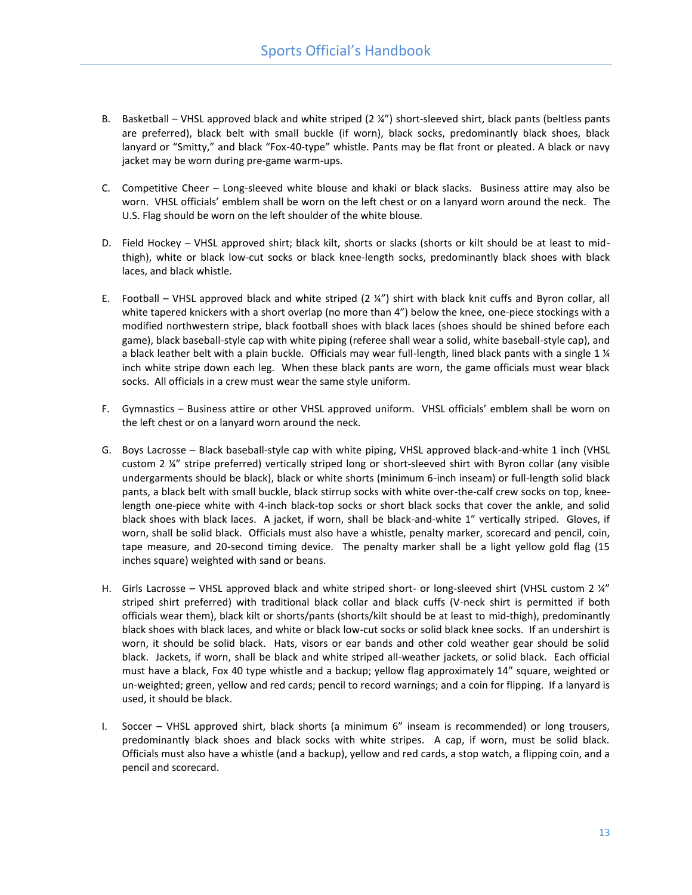B. Basketball – VHSL approved black and white striped (2 ¼") short-sleeved shirt, black pants (beltless pants are preferred), black belt with small buckle (if worn), black socks, predominantly black shoes, black lanyard or "Smitty," and black "Fox-40-type" whistle. Pants may be flat front or pleated. A black or navy jacket may be worn during pre-game warm-ups.

C. Competitive Cheer – Long-sleeved white blouse and khaki or black slacks. Business attire may also be worn. VHSL officials' emblem shall be worn on the left chest or on a lanyard worn around the neck. The U.S. Flag should be worn on the left shoulder of the white blouse.

D. Field Hockey – VHSL approved shirt; black kilt, shorts or slacks (shorts or kilt should be at least to mid-thigh), white or black low-cut socks or black knee-length socks, predominantly black shoes with black laces, and black whistle.

E. Football – VHSL approved black and white striped (2 ¼") shirt with black knit cuffs and Byron collar, all white tapered knickers with a short overlap (no more than 4") below the knee, one-piece stockings with a modified northwestern stripe, black football shoes with black laces (shoes should be shined before each game), black baseball-style cap with white piping (referee shall wear a solid, white baseball-style cap), and a black leather belt with a plain buckle. Officials may wear full-length, lined black pants with a single 1 ¼ inch white stripe down each leg. When these black pants are worn, the game officials must wear black socks. All officials in a crew must wear the same style uniform.

F. Gymnastics – Business attire or other VHSL approved uniform. VHSL officials' emblem shall be worn on the left chest or on a lanyard worn around the neck.

G. Boys Lacrosse – Black baseball-style cap with white piping, VHSL approved black-and-white 1 inch (VHSL custom 2 ¼" stripe preferred) vertically striped long or short-sleeved shirt with Byron collar (any visible undergarments should be black), black or white shorts (minimum 6-inch inseam) or full-length solid black pants, a black belt with small buckle, black stirrup socks with white over-the-calf crew socks on top, knee-length one-piece white with 4-inch black-top socks or short black socks that cover the ankle, and solid black shoes with black laces. A jacket, if worn, shall be black-and-white 1" vertically striped. Gloves, if worn, shall be solid black. Officials must also have a whistle, penalty marker, scorecard and pencil, coin, tape measure, and 20-second timing device. The penalty marker shall be a light yellow gold flag (15 inches square) weighted with sand or beans.

H. Girls Lacrosse – VHSL approved black and white striped short- or long-sleeved shirt (VHSL custom 2 ¼" striped shirt preferred) with traditional black collar and black cuffs (V-neck shirt is permitted if both officials wear them), black kilt or shorts/pants (shorts/kilt should be at least to mid-thigh), predominantly black shoes with black laces, and white or black low-cut socks or solid black knee socks. If an undershirt is worn, it should be solid black. Hats, visors or ear bands and other cold weather gear should be solid black. Jackets, if worn, shall be black and white striped all-weather jackets, or solid black. Each official must have a black, Fox 40 type whistle and a backup; yellow flag approximately 14" square, weighted or un-weighted; green, yellow and red cards; pencil to record warnings; and a coin for flipping. If a lanyard is used, it should be black.

I. Soccer – VHSL approved shirt, black shorts (a minimum 6" inseam is recommended) or long trousers, predominantly black shoes and black socks with white stripes. A cap, if worn, must be solid black. Officials must also have a whistle (and a backup), yellow and red cards, a stop watch, a flipping coin, and a pencil and scorecard.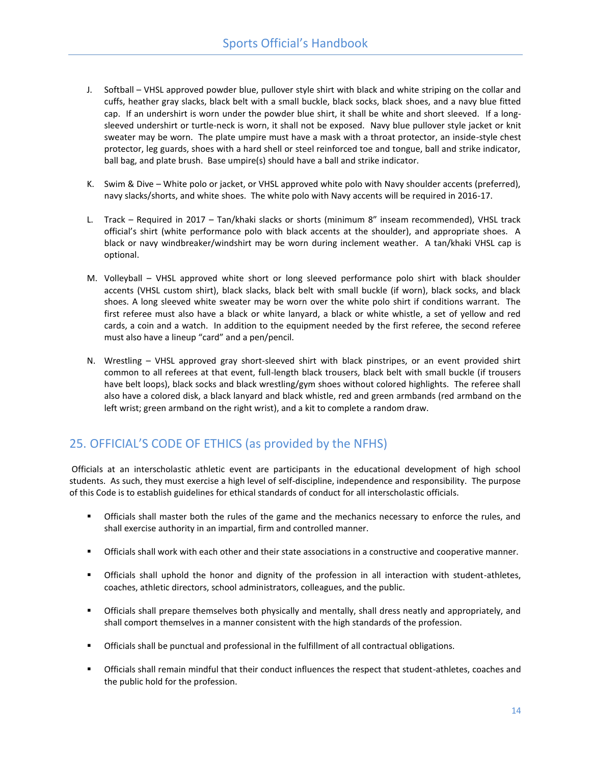J. Softball – VHSL approved powder blue, pullover style shirt with black and white striping on the collar and cuffs, heather gray slacks, black belt with a small buckle, black socks, black shoes, and a navy blue fitted cap. If an undershirt is worn under the powder blue shirt, it shall be white and short sleeved. If a long-sleeved undershirt or turtle-neck is worn, it shall not be exposed. Navy blue pullover style jacket or knit sweater may be worn. The plate umpire must have a mask with a throat protector, an inside-style chest protector, leg guards, shoes with a hard shell or steel reinforced toe and tongue, ball and strike indicator, ball bag, and plate brush. Base umpire(s) should have a ball and strike indicator.

K. Swim & Dive – White polo or jacket, or VHSL approved white polo with Navy shoulder accents (preferred), navy slacks/shorts, and white shoes. The white polo with Navy accents will be required in 2016-17.

L. Track – Required in 2017 – Tan/khaki slacks or shorts (minimum 8" inseam recommended), VHSL track official's shirt (white performance polo with black accents at the shoulder), and appropriate shoes. A black or navy windbreaker/windshirt may be worn during inclement weather. A tan/khaki VHSL cap is optional.

M. Volleyball – VHSL approved white short or long sleeved performance polo shirt with black shoulder accents (VHSL custom shirt), black slacks, black belt with small buckle (if worn), black socks, and black shoes. A long sleeved white sweater may be worn over the white polo shirt if conditions warrant. The first referee must also have a black or white lanyard, a black or white whistle, a set of yellow and red cards, a coin and a watch. In addition to the equipment needed by the first referee, the second referee must also have a lineup "card" and a pen/pencil.

N. Wrestling – VHSL approved gray short-sleeved shirt with black pinstripes, or an event provided shirt common to all referees at that event, full-length black trousers, black belt with small buckle (if trousers have belt loops), black socks and black wrestling/gym shoes without colored highlights. The referee shall also have a colored disk, a black lanyard and black whistle, red and green armbands (red armband on the left wrist; green armband on the right wrist), and a kit to complete a random draw.

## 25. OFFICIAL'S CODE OF ETHICS (as provided by the NFHS)

Officials at an interscholastic athletic event are participants in the educational development of high school students. As such, they must exercise a high level of self-discipline, independence and responsibility. The purpose of this Code is to establish guidelines for ethical standards of conduct for all interscholastic officials.

- Officials shall master both the rules of the game and the mechanics necessary to enforce the rules, and shall exercise authority in an impartial, firm and controlled manner.
- Officials shall work with each other and their state associations in a constructive and cooperative manner.
- Officials shall uphold the honor and dignity of the profession in all interaction with student-athletes, coaches, athletic directors, school administrators, colleagues, and the public.
- Officials shall prepare themselves both physically and mentally, shall dress neatly and appropriately, and shall comport themselves in a manner consistent with the high standards of the profession.
- Officials shall be punctual and professional in the fulfillment of all contractual obligations.
- Officials shall remain mindful that their conduct influences the respect that student-athletes, coaches and the public hold for the profession.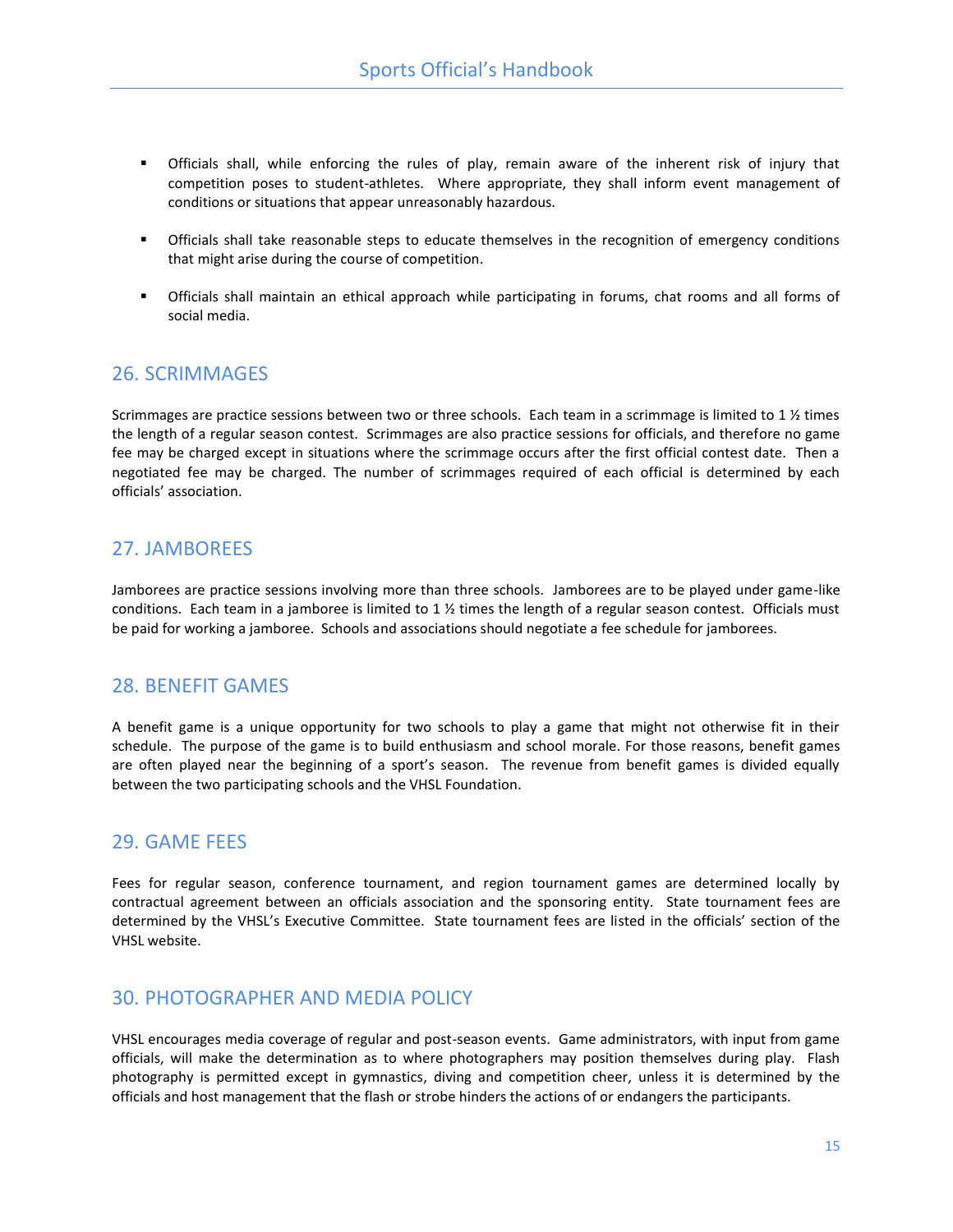- Officials shall, while enforcing the rules of play, remain aware of the inherent risk of injury that competition poses to student-athletes. Where appropriate, they shall inform event management of conditions or situations that appear unreasonably hazardous.

- Officials shall take reasonable steps to educate themselves in the recognition of emergency conditions that might arise during the course of competition.

- Officials shall maintain an ethical approach while participating in forums, chat rooms and all forms of social media.

## 26. SCRIMMAGES

Scrimmages are practice sessions between two or three schools. Each team in a scrimmage is limited to 1 ½ times the length of a regular season contest. Scrimmages are also practice sessions for officials, and therefore no game fee may be charged except in situations where the scrimmage occurs after the first official contest date. Then a negotiated fee may be charged. The number of scrimmages required of each official is determined by each officials' association.

## 27. JAMBOREES

Jamborees are practice sessions involving more than three schools. Jamborees are to be played under game-like conditions. Each team in a jamboree is limited to 1 ½ times the length of a regular season contest. Officials must be paid for working a jamboree. Schools and associations should negotiate a fee schedule for jamborees.

## 28. BENEFIT GAMES

A benefit game is a unique opportunity for two schools to play a game that might not otherwise fit in their schedule. The purpose of the game is to build enthusiasm and school morale. For those reasons, benefit games are often played near the beginning of a sport's season. The revenue from benefit games is divided equally between the two participating schools and the VHSL Foundation.

## 29. GAME FEES

Fees for regular season, conference tournament, and region tournament games are determined locally by contractual agreement between an officials association and the sponsoring entity. State tournament fees are determined by the VHSL's Executive Committee. State tournament fees are listed in the officials' section of the VHSL website.

## 30. PHOTOGRAPHER AND MEDIA POLICY

VHSL encourages media coverage of regular and post-season events. Game administrators, with input from game officials, will make the determination as to where photographers may position themselves during play. Flash photography is permitted except in gymnastics, diving and competition cheer, unless it is determined by the officials and host management that the flash or strobe hinders the actions of or endangers the participants.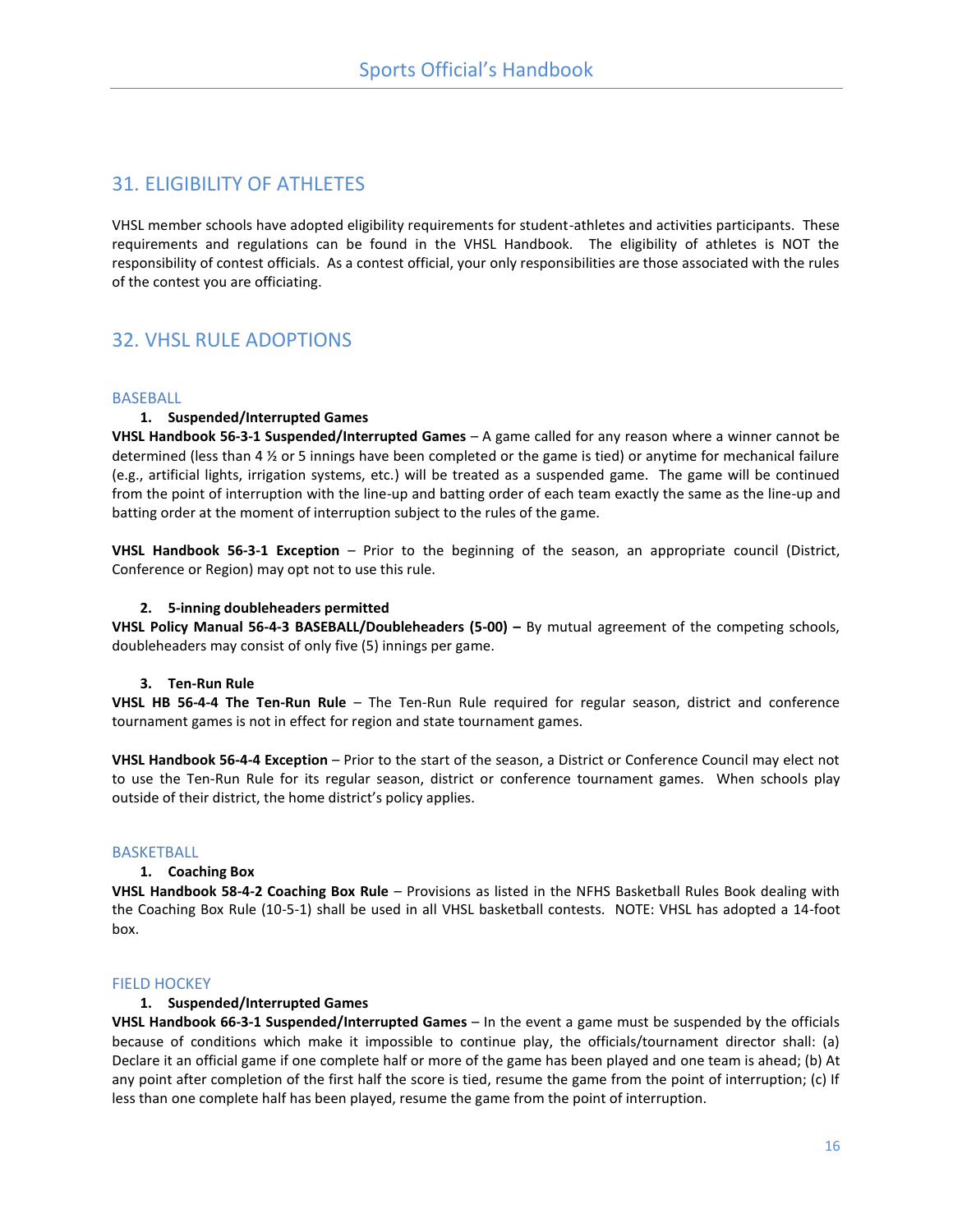## 31. ELIGIBILITY OF ATHLETES

VHSL member schools have adopted eligibility requirements for student-athletes and activities participants. These requirements and regulations can be found in the VHSL Handbook. The eligibility of athletes is NOT the responsibility of contest officials. As a contest official, your only responsibilities are those associated with the rules of the contest you are officiating.

## 32. VHSL RULE ADOPTIONS

### BASEBALL

1. **Suspended/Interrupted Games**

**VHSL Handbook 56-3-1 Suspended/Interrupted Games** – A game called for any reason where a winner cannot be determined (less than 4 ½ or 5 innings have been completed or the game is tied) or anytime for mechanical failure (e.g., artificial lights, irrigation systems, etc.) will be treated as a suspended game. The game will be continued from the point of interruption with the line-up and batting order of each team exactly the same as the line-up and batting order at the moment of interruption subject to the rules of the game.

**VHSL Handbook 56-3-1 Exception** – Prior to the beginning of the season, an appropriate council (District, Conference or Region) may opt not to use this rule.

2. **5-inning doubleheaders permitted**

**VHSL Policy Manual 56-4-3 BASEBALL/Doubleheaders (5-00) –** By mutual agreement of the competing schools, doubleheaders may consist of only five (5) innings per game.

3. **Ten-Run Rule**

**VHSL HB 56-4-4 The Ten-Run Rule** – The Ten-Run Rule required for regular season, district and conference tournament games is not in effect for region and state tournament games.

**VHSL Handbook 56-4-4 Exception** – Prior to the start of the season, a District or Conference Council may elect not to use the Ten-Run Rule for its regular season, district or conference tournament games. When schools play outside of their district, the home district's policy applies.

### BASKETBALL

1. **Coaching Box**

**VHSL Handbook 58-4-2 Coaching Box Rule** – Provisions as listed in the NFHS Basketball Rules Book dealing with the Coaching Box Rule (10-5-1) shall be used in all VHSL basketball contests. NOTE: VHSL has adopted a 14-foot box.

### FIELD HOCKEY

1. **Suspended/Interrupted Games**

**VHSL Handbook 66-3-1 Suspended/Interrupted Games** – In the event a game must be suspended by the officials because of conditions which make it impossible to continue play, the officials/tournament director shall: (a) Declare it an official game if one complete half or more of the game has been played and one team is ahead; (b) At any point after completion of the first half the score is tied, resume the game from the point of interruption; (c) If less than one complete half has been played, resume the game from the point of interruption.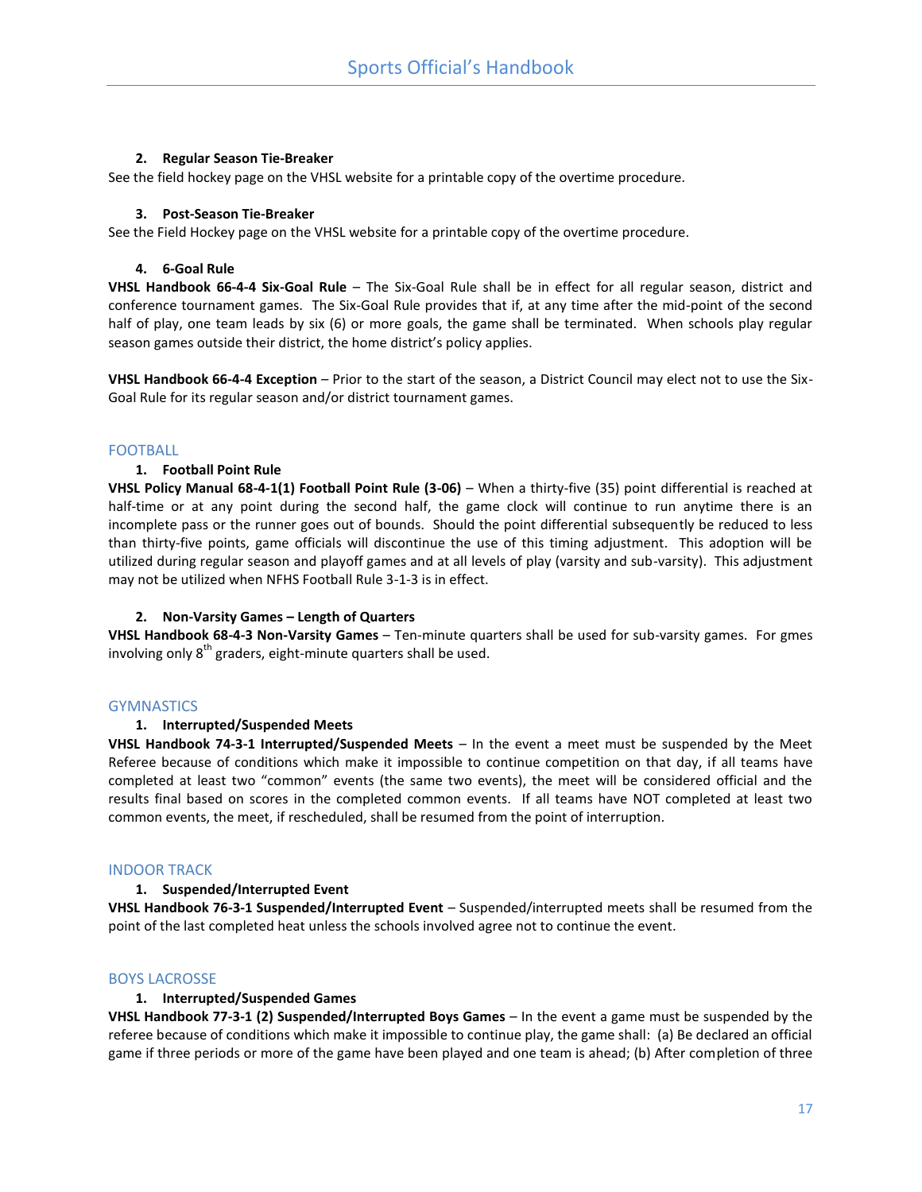#### 2. Regular Season Tie-Breaker

See the field hockey page on the VHSL website for a printable copy of the overtime procedure.

#### 3. Post-Season Tie-Breaker

See the Field Hockey page on the VHSL website for a printable copy of the overtime procedure.

#### 4. 6-Goal Rule

**VHSL Handbook 66-4-4 Six-Goal Rule** – The Six-Goal Rule shall be in effect for all regular season, district and conference tournament games. The Six-Goal Rule provides that if, at any time after the mid-point of the second half of play, one team leads by six (6) or more goals, the game shall be terminated. When schools play regular season games outside their district, the home district's policy applies.

**VHSL Handbook 66-4-4 Exception** – Prior to the start of the season, a District Council may elect not to use the Six-Goal Rule for its regular season and/or district tournament games.

## FOOTBALL

#### 1. Football Point Rule

**VHSL Policy Manual 68-4-1(1) Football Point Rule (3-06)** – When a thirty-five (35) point differential is reached at half-time or at any point during the second half, the game clock will continue to run anytime there is an incomplete pass or the runner goes out of bounds. Should the point differential subsequently be reduced to less than thirty-five points, game officials will discontinue the use of this timing adjustment. This adoption will be utilized during regular season and playoff games and at all levels of play (varsity and sub-varsity). This adjustment may not be utilized when NFHS Football Rule 3-1-3 is in effect.

#### 2. Non-Varsity Games – Length of Quarters

**VHSL Handbook 68-4-3 Non-Varsity Games** – Ten-minute quarters shall be used for sub-varsity games. For gmes involving only 8th graders, eight-minute quarters shall be used.

## GYMNASTICS

#### 1. Interrupted/Suspended Meets

**VHSL Handbook 74-3-1 Interrupted/Suspended Meets** – In the event a meet must be suspended by the Meet Referee because of conditions which make it impossible to continue competition on that day, if all teams have completed at least two "common" events (the same two events), the meet will be considered official and the results final based on scores in the completed common events. If all teams have NOT completed at least two common events, the meet, if rescheduled, shall be resumed from the point of interruption.

## INDOOR TRACK

#### 1. Suspended/Interrupted Event

**VHSL Handbook 76-3-1 Suspended/Interrupted Event** – Suspended/interrupted meets shall be resumed from the point of the last completed heat unless the schools involved agree not to continue the event.

## BOYS LACROSSE

#### 1. Interrupted/Suspended Games

**VHSL Handbook 77-3-1 (2) Suspended/Interrupted Boys Games** – In the event a game must be suspended by the referee because of conditions which make it impossible to continue play, the game shall: (a) Be declared an official game if three periods or more of the game have been played and one team is ahead; (b) After completion of three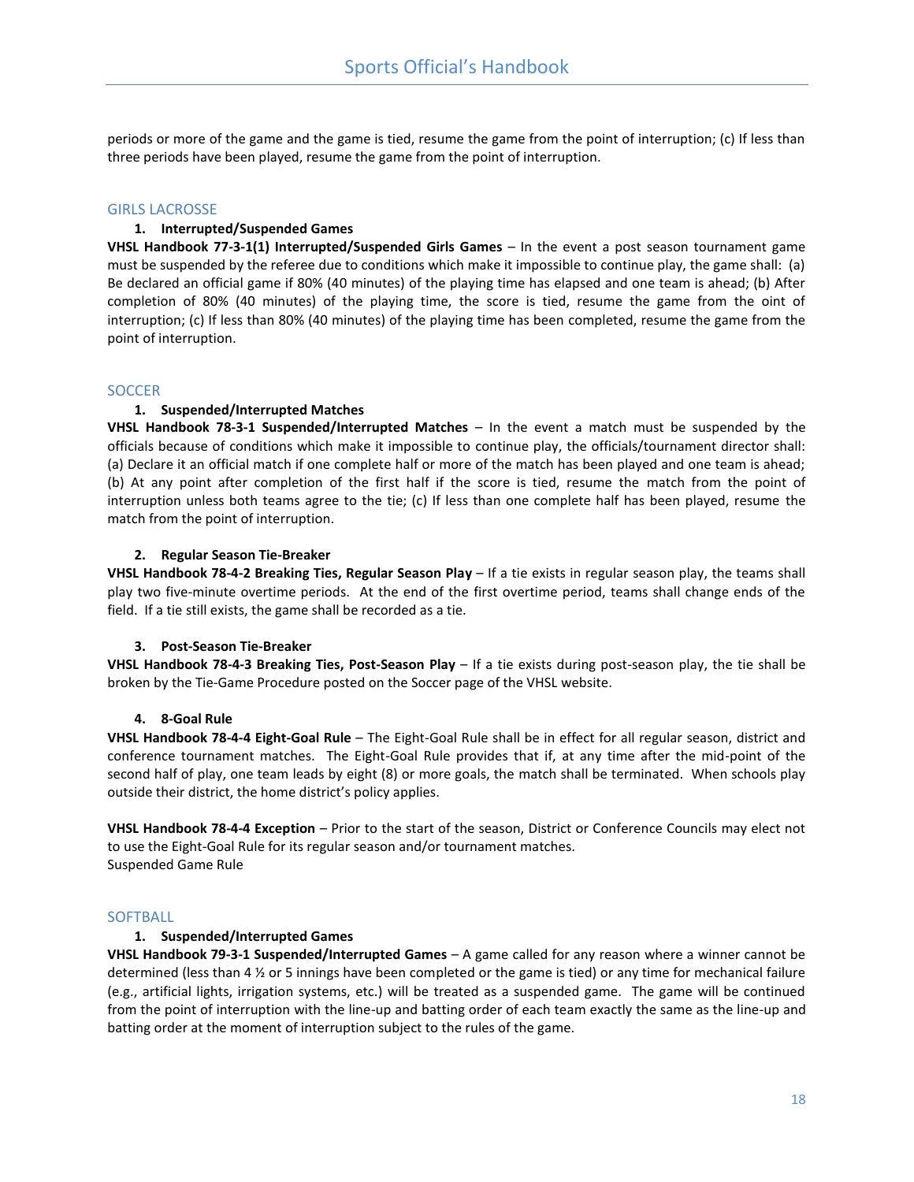periods or more of the game and the game is tied, resume the game from the point of interruption; (c) If less than three periods have been played, resume the game from the point of interruption.

## GIRLS LACROSSE

1. **Interrupted/Suspended Games**

**VHSL Handbook 77-3-1(1) Interrupted/Suspended Girls Games** – In the event a post season tournament game must be suspended by the referee due to conditions which make it impossible to continue play, the game shall: (a) Be declared an official game if 80% (40 minutes) of the playing time has elapsed and one team is ahead; (b) After completion of 80% (40 minutes) of the playing time, the score is tied, resume the game from the oint of interruption; (c) If less than 80% (40 minutes) of the playing time has been completed, resume the game from the point of interruption.

## SOCCER

1. **Suspended/Interrupted Matches**

**VHSL Handbook 78-3-1 Suspended/Interrupted Matches** – In the event a match must be suspended by the officials because of conditions which make it impossible to continue play, the officials/tournament director shall: (a) Declare it an official match if one complete half or more of the match has been played and one team is ahead; (b) At any point after completion of the first half if the score is tied, resume the match from the point of interruption unless both teams agree to the tie; (c) If less than one complete half has been played, resume the match from the point of interruption.

2. **Regular Season Tie-Breaker**

**VHSL Handbook 78-4-2 Breaking Ties, Regular Season Play** – If a tie exists in regular season play, the teams shall play two five-minute overtime periods. At the end of the first overtime period, teams shall change ends of the field. If a tie still exists, the game shall be recorded as a tie.

3. **Post-Season Tie-Breaker**

**VHSL Handbook 78-4-3 Breaking Ties, Post-Season Play** – If a tie exists during post-season play, the tie shall be broken by the Tie-Game Procedure posted on the Soccer page of the VHSL website.

4. **8-Goal Rule**

**VHSL Handbook 78-4-4 Eight-Goal Rule** – The Eight-Goal Rule shall be in effect for all regular season, district and conference tournament matches. The Eight-Goal Rule provides that if, at any time after the mid-point of the second half of play, one team leads by eight (8) or more goals, the match shall be terminated. When schools play outside their district, the home district's policy applies.

**VHSL Handbook 78-4-4 Exception** – Prior to the start of the season, District or Conference Councils may elect not to use the Eight-Goal Rule for its regular season and/or tournament matches.
Suspended Game Rule

## SOFTBALL

1. **Suspended/Interrupted Games**

**VHSL Handbook 79-3-1 Suspended/Interrupted Games** – A game called for any reason where a winner cannot be determined (less than 4 ½ or 5 innings have been completed or the game is tied) or any time for mechanical failure (e.g., artificial lights, irrigation systems, etc.) will be treated as a suspended game. The game will be continued from the point of interruption with the line-up and batting order of each team exactly the same as the line-up and batting order at the moment of interruption subject to the rules of the game.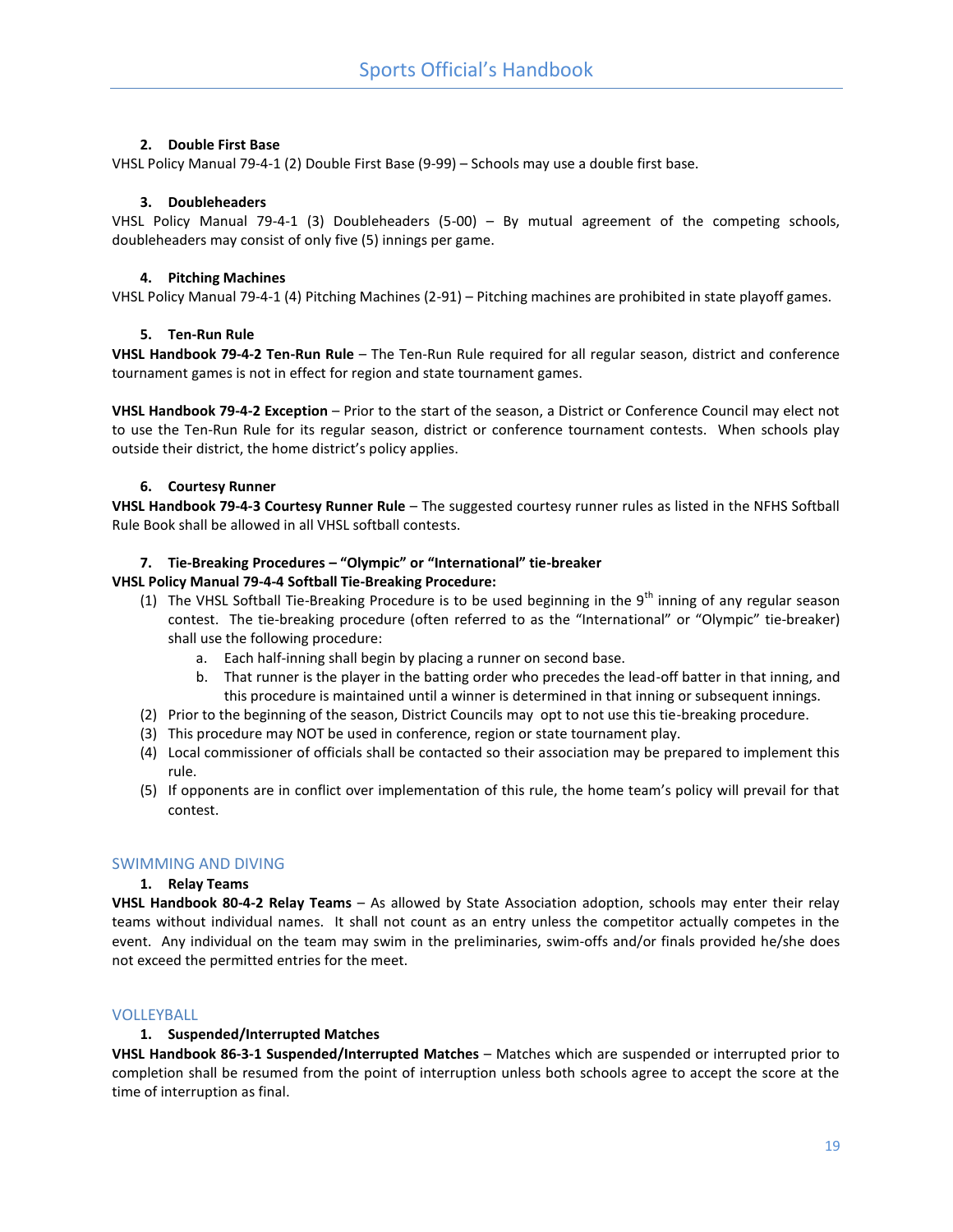### 2. Double First Base

VHSL Policy Manual 79-4-1 (2) Double First Base (9-99) – Schools may use a double first base.

### 3. Doubleheaders

VHSL Policy Manual 79-4-1 (3) Doubleheaders (5-00) – By mutual agreement of the competing schools, doubleheaders may consist of only five (5) innings per game.

### 4. Pitching Machines

VHSL Policy Manual 79-4-1 (4) Pitching Machines (2-91) – Pitching machines are prohibited in state playoff games.

### 5. Ten-Run Rule

**VHSL Handbook 79-4-2 Ten-Run Rule** – The Ten-Run Rule required for all regular season, district and conference tournament games is not in effect for region and state tournament games.

**VHSL Handbook 79-4-2 Exception** – Prior to the start of the season, a District or Conference Council may elect not to use the Ten-Run Rule for its regular season, district or conference tournament contests. When schools play outside their district, the home district's policy applies.

### 6. Courtesy Runner

**VHSL Handbook 79-4-3 Courtesy Runner Rule** – The suggested courtesy runner rules as listed in the NFHS Softball Rule Book shall be allowed in all VHSL softball contests.

### 7. Tie-Breaking Procedures – "Olympic" or "International" tie-breaker

**VHSL Policy Manual 79-4-4 Softball Tie-Breaking Procedure:**

(1) The VHSL Softball Tie-Breaking Procedure is to be used beginning in the 9th inning of any regular season contest. The tie-breaking procedure (often referred to as the "International" or "Olympic" tie-breaker) shall use the following procedure:
   a. Each half-inning shall begin by placing a runner on second base.
   b. That runner is the player in the batting order who precedes the lead-off batter in that inning, and this procedure is maintained until a winner is determined in that inning or subsequent innings.

(2) Prior to the beginning of the season, District Councils may opt to not use this tie-breaking procedure.

(3) This procedure may NOT be used in conference, region or state tournament play.

(4) Local commissioner of officials shall be contacted so their association may be prepared to implement this rule.

(5) If opponents are in conflict over implementation of this rule, the home team's policy will prevail for that contest.

## SWIMMING AND DIVING

### 1. Relay Teams

**VHSL Handbook 80-4-2 Relay Teams** – As allowed by State Association adoption, schools may enter their relay teams without individual names. It shall not count as an entry unless the competitor actually competes in the event. Any individual on the team may swim in the preliminaries, swim-offs and/or finals provided he/she does not exceed the permitted entries for the meet.

## VOLLEYBALL

### 1. Suspended/Interrupted Matches

**VHSL Handbook 86-3-1 Suspended/Interrupted Matches** – Matches which are suspended or interrupted prior to completion shall be resumed from the point of interruption unless both schools agree to accept the score at the time of interruption as final.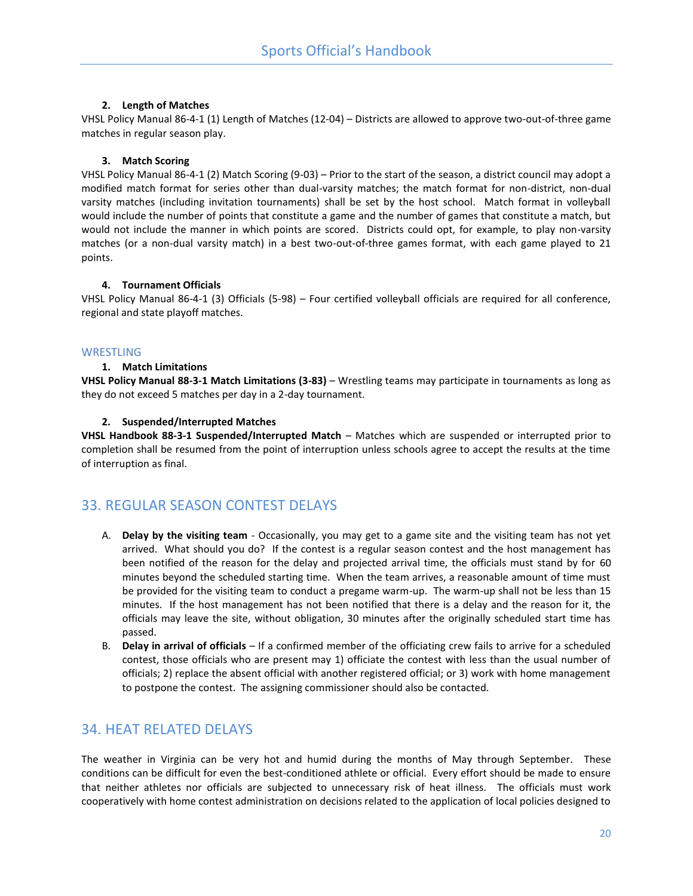#### 2. Length of Matches

VHSL Policy Manual 86-4-1 (1) Length of Matches (12-04) – Districts are allowed to approve two-out-of-three game matches in regular season play.

#### 3. Match Scoring

VHSL Policy Manual 86-4-1 (2) Match Scoring (9-03) – Prior to the start of the season, a district council may adopt a modified match format for series other than dual-varsity matches; the match format for non-district, non-dual varsity matches (including invitation tournaments) shall be set by the host school. Match format in volleyball would include the number of points that constitute a game and the number of games that constitute a match, but would not include the manner in which points are scored. Districts could opt, for example, to play non-varsity matches (or a non-dual varsity match) in a best two-out-of-three games format, with each game played to 21 points.

#### 4. Tournament Officials

VHSL Policy Manual 86-4-1 (3) Officials (5-98) – Four certified volleyball officials are required for all conference, regional and state playoff matches.

### WRESTLING

#### 1. Match Limitations

**VHSL Policy Manual 88-3-1 Match Limitations (3-83)** – Wrestling teams may participate in tournaments as long as they do not exceed 5 matches per day in a 2-day tournament.

#### 2. Suspended/Interrupted Matches

**VHSL Handbook 88-3-1 Suspended/Interrupted Match** – Matches which are suspended or interrupted prior to completion shall be resumed from the point of interruption unless schools agree to accept the results at the time of interruption as final.

## 33. REGULAR SEASON CONTEST DELAYS

A. **Delay by the visiting team** - Occasionally, you may get to a game site and the visiting team has not yet arrived. What should you do? If the contest is a regular season contest and the host management has been notified of the reason for the delay and projected arrival time, the officials must stand by for 60 minutes beyond the scheduled starting time. When the team arrives, a reasonable amount of time must be provided for the visiting team to conduct a pregame warm-up. The warm-up shall not be less than 15 minutes. If the host management has not been notified that there is a delay and the reason for it, the officials may leave the site, without obligation, 30 minutes after the originally scheduled start time has passed.

B. **Delay in arrival of officials** – If a confirmed member of the officiating crew fails to arrive for a scheduled contest, those officials who are present may 1) officiate the contest with less than the usual number of officials; 2) replace the absent official with another registered official; or 3) work with home management to postpone the contest. The assigning commissioner should also be contacted.

## 34. HEAT RELATED DELAYS

The weather in Virginia can be very hot and humid during the months of May through September. These conditions can be difficult for even the best-conditioned athlete or official. Every effort should be made to ensure that neither athletes nor officials are subjected to unnecessary risk of heat illness. The officials must work cooperatively with home contest administration on decisions related to the application of local policies designed to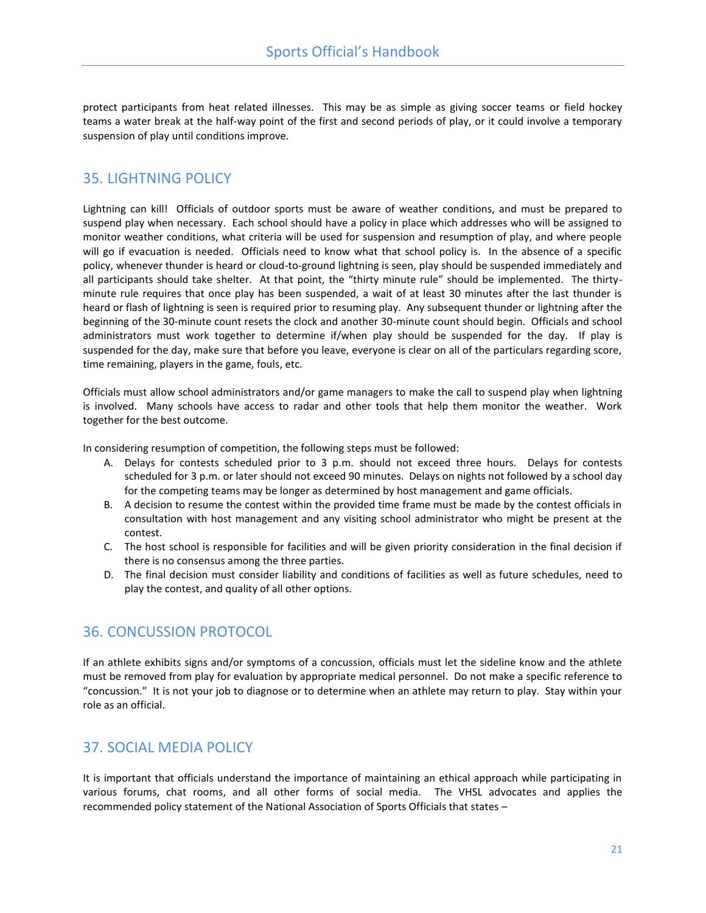protect participants from heat related illnesses. This may be as simple as giving soccer teams or field hockey teams a water break at the half-way point of the first and second periods of play, or it could involve a temporary suspension of play until conditions improve.

## 35. LIGHTNING POLICY

Lightning can kill! Officials of outdoor sports must be aware of weather conditions, and must be prepared to suspend play when necessary. Each school should have a policy in place which addresses who will be assigned to monitor weather conditions, what criteria will be used for suspension and resumption of play, and where people will go if evacuation is needed. Officials need to know what that school policy is. In the absence of a specific policy, whenever thunder is heard or cloud-to-ground lightning is seen, play should be suspended immediately and all participants should take shelter. At that point, the "thirty minute rule" should be implemented. The thirty-minute rule requires that once play has been suspended, a wait of at least 30 minutes after the last thunder is heard or flash of lightning is seen is required prior to resuming play. Any subsequent thunder or lightning after the beginning of the 30-minute count resets the clock and another 30-minute count should begin. Officials and school administrators must work together to determine if/when play should be suspended for the day. If play is suspended for the day, make sure that before you leave, everyone is clear on all of the particulars regarding score, time remaining, players in the game, fouls, etc.

Officials must allow school administrators and/or game managers to make the call to suspend play when lightning is involved. Many schools have access to radar and other tools that help them monitor the weather. Work together for the best outcome.

In considering resumption of competition, the following steps must be followed:

A. Delays for contests scheduled prior to 3 p.m. should not exceed three hours. Delays for contests scheduled for 3 p.m. or later should not exceed 90 minutes. Delays on nights not followed by a school day for the competing teams may be longer as determined by host management and game officials.
B. A decision to resume the contest within the provided time frame must be made by the contest officials in consultation with host management and any visiting school administrator who might be present at the contest.
C. The host school is responsible for facilities and will be given priority consideration in the final decision if there is no consensus among the three parties.
D. The final decision must consider liability and conditions of facilities as well as future schedules, need to play the contest, and quality of all other options.

## 36. CONCUSSION PROTOCOL

If an athlete exhibits signs and/or symptoms of a concussion, officials must let the sideline know and the athlete must be removed from play for evaluation by appropriate medical personnel. Do not make a specific reference to "concussion." It is not your job to diagnose or to determine when an athlete may return to play. Stay within your role as an official.

## 37. SOCIAL MEDIA POLICY

It is important that officials understand the importance of maintaining an ethical approach while participating in various forums, chat rooms, and all other forms of social media. The VHSL advocates and applies the recommended policy statement of the National Association of Sports Officials that states –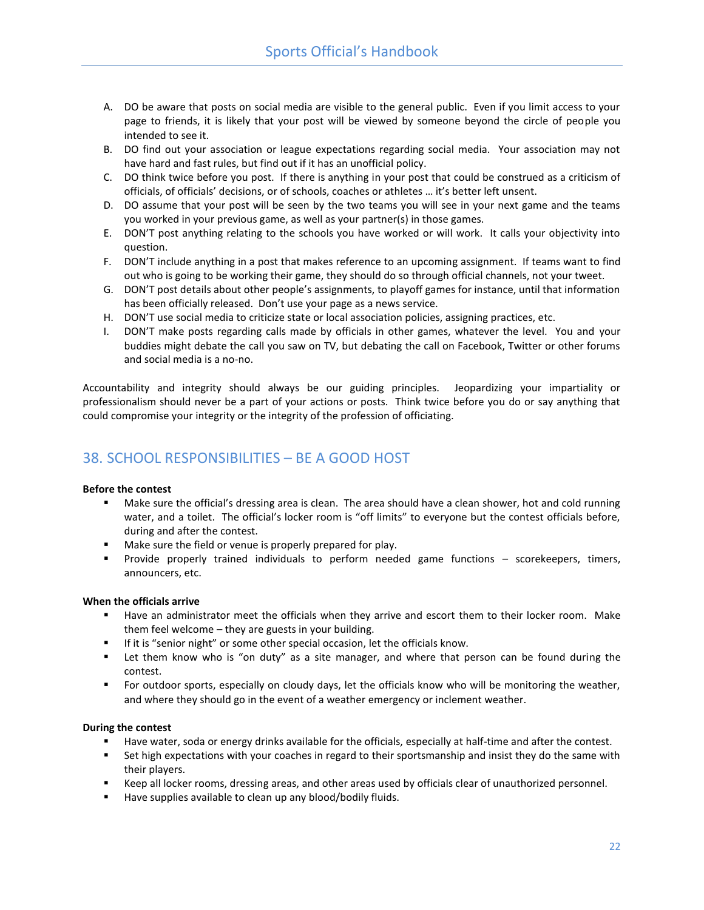A. DO be aware that posts on social media are visible to the general public. Even if you limit access to your page to friends, it is likely that your post will be viewed by someone beyond the circle of people you intended to see it.
B. DO find out your association or league expectations regarding social media. Your association may not have hard and fast rules, but find out if it has an unofficial policy.
C. DO think twice before you post. If there is anything in your post that could be construed as a criticism of officials, of officials' decisions, or of schools, coaches or athletes … it's better left unsent.
D. DO assume that your post will be seen by the two teams you will see in your next game and the teams you worked in your previous game, as well as your partner(s) in those games.
E. DON'T post anything relating to the schools you have worked or will work. It calls your objectivity into question.
F. DON'T include anything in a post that makes reference to an upcoming assignment. If teams want to find out who is going to be working their game, they should do so through official channels, not your tweet.
G. DON'T post details about other people's assignments, to playoff games for instance, until that information has been officially released. Don't use your page as a news service.
H. DON'T use social media to criticize state or local association policies, assigning practices, etc.
I. DON'T make posts regarding calls made by officials in other games, whatever the level. You and your buddies might debate the call you saw on TV, but debating the call on Facebook, Twitter or other forums and social media is a no-no.

Accountability and integrity should always be our guiding principles. Jeopardizing your impartiality or professionalism should never be a part of your actions or posts. Think twice before you do or say anything that could compromise your integrity or the integrity of the profession of officiating.

## 38. SCHOOL RESPONSIBILITIES – BE A GOOD HOST

**Before the contest**

- Make sure the official's dressing area is clean. The area should have a clean shower, hot and cold running water, and a toilet. The official's locker room is "off limits" to everyone but the contest officials before, during and after the contest.
- Make sure the field or venue is properly prepared for play.
- Provide properly trained individuals to perform needed game functions – scorekeepers, timers, announcers, etc.

**When the officials arrive**

- Have an administrator meet the officials when they arrive and escort them to their locker room. Make them feel welcome – they are guests in your building.
- If it is "senior night" or some other special occasion, let the officials know.
- Let them know who is "on duty" as a site manager, and where that person can be found during the contest.
- For outdoor sports, especially on cloudy days, let the officials know who will be monitoring the weather, and where they should go in the event of a weather emergency or inclement weather.

**During the contest**

- Have water, soda or energy drinks available for the officials, especially at half-time and after the contest.
- Set high expectations with your coaches in regard to their sportsmanship and insist they do the same with their players.
- Keep all locker rooms, dressing areas, and other areas used by officials clear of unauthorized personnel.
- Have supplies available to clean up any blood/bodily fluids.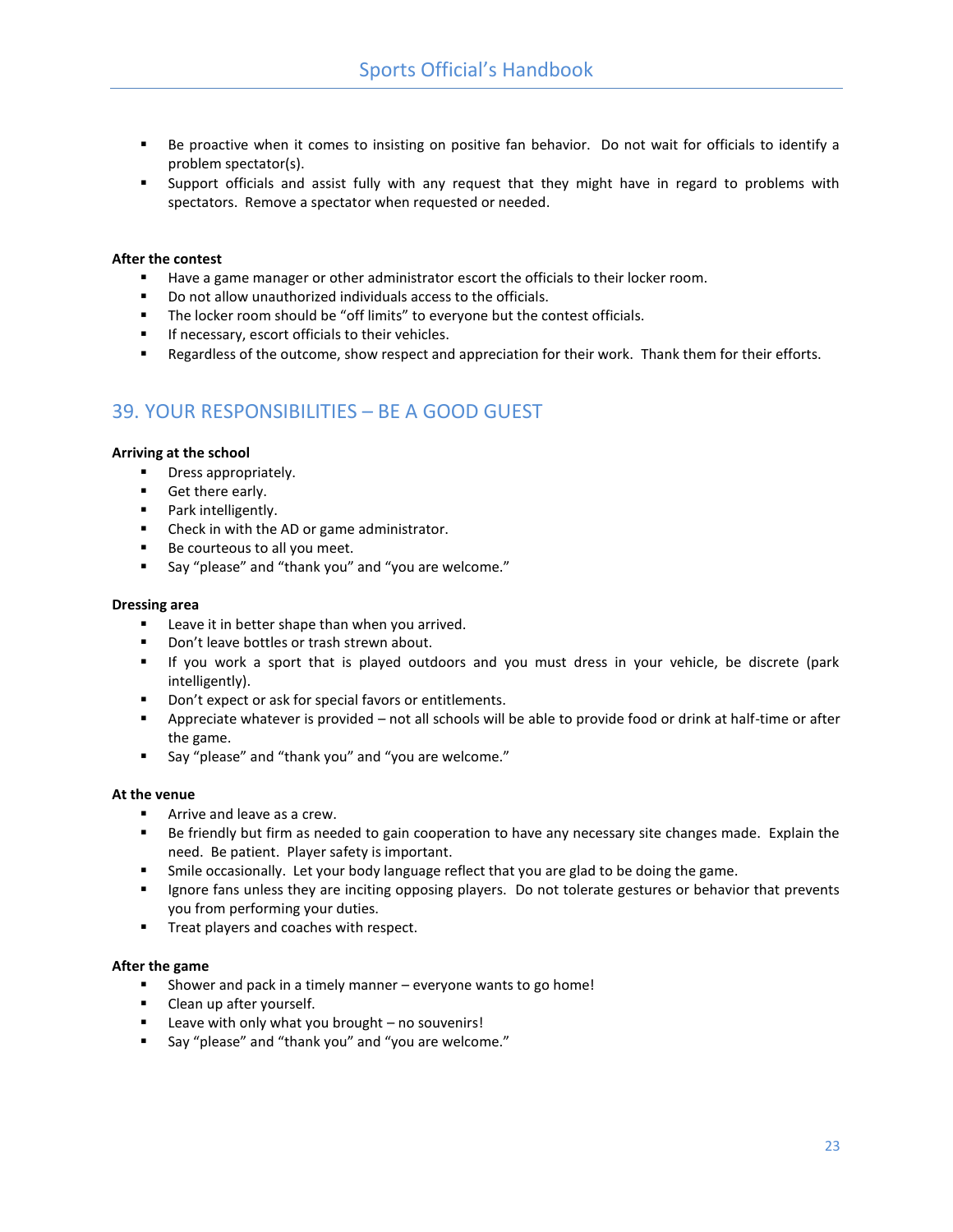- Be proactive when it comes to insisting on positive fan behavior. Do not wait for officials to identify a problem spectator(s).
- Support officials and assist fully with any request that they might have in regard to problems with spectators. Remove a spectator when requested or needed.

**After the contest**

- Have a game manager or other administrator escort the officials to their locker room.
- Do not allow unauthorized individuals access to the officials.
- The locker room should be "off limits" to everyone but the contest officials.
- If necessary, escort officials to their vehicles.
- Regardless of the outcome, show respect and appreciation for their work. Thank them for their efforts.

## 39. YOUR RESPONSIBILITIES – BE A GOOD GUEST

**Arriving at the school**

- Dress appropriately.
- Get there early.
- Park intelligently.
- Check in with the AD or game administrator.
- Be courteous to all you meet.
- Say "please" and "thank you" and "you are welcome."

**Dressing area**

- Leave it in better shape than when you arrived.
- Don't leave bottles or trash strewn about.
- If you work a sport that is played outdoors and you must dress in your vehicle, be discrete (park intelligently).
- Don't expect or ask for special favors or entitlements.
- Appreciate whatever is provided – not all schools will be able to provide food or drink at half-time or after the game.
- Say "please" and "thank you" and "you are welcome."

**At the venue**

- Arrive and leave as a crew.
- Be friendly but firm as needed to gain cooperation to have any necessary site changes made. Explain the need. Be patient. Player safety is important.
- Smile occasionally. Let your body language reflect that you are glad to be doing the game.
- Ignore fans unless they are inciting opposing players. Do not tolerate gestures or behavior that prevents you from performing your duties.
- Treat players and coaches with respect.

**After the game**

- Shower and pack in a timely manner – everyone wants to go home!
- Clean up after yourself.
- Leave with only what you brought – no souvenirs!
- Say "please" and "thank you" and "you are welcome."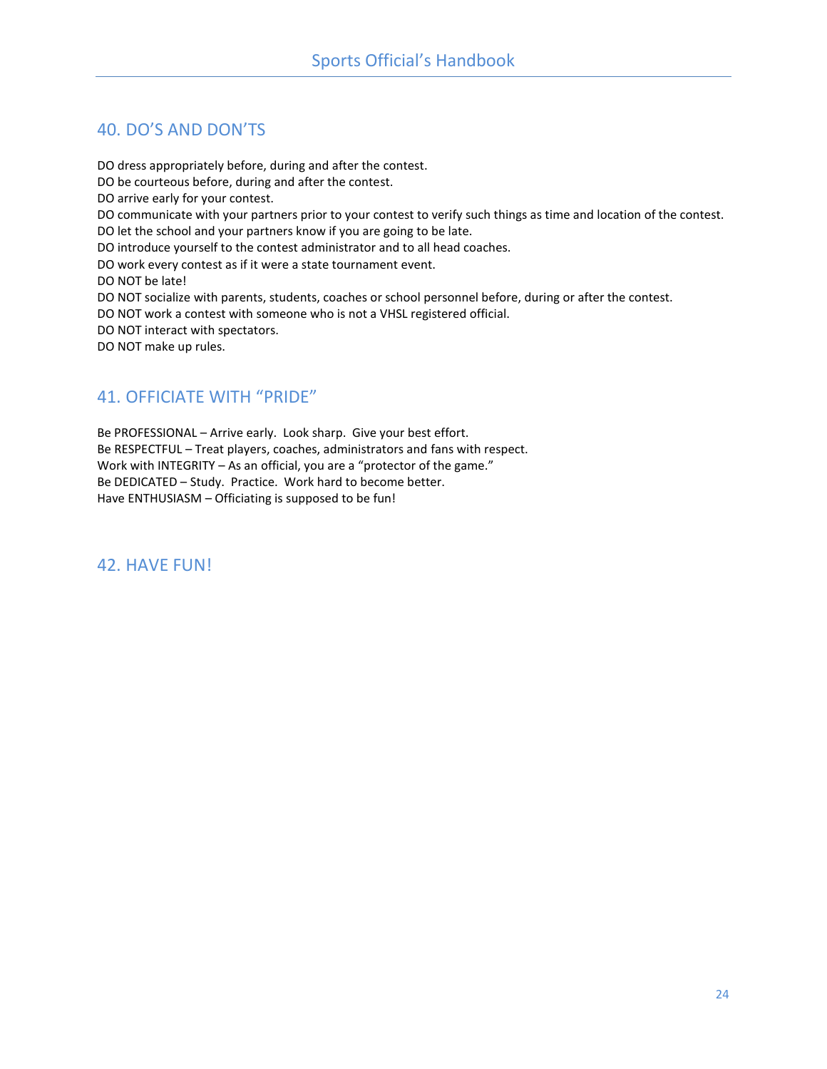## 40. DO'S AND DON'TS

DO dress appropriately before, during and after the contest.
DO be courteous before, during and after the contest.
DO arrive early for your contest.
DO communicate with your partners prior to your contest to verify such things as time and location of the contest.
DO let the school and your partners know if you are going to be late.
DO introduce yourself to the contest administrator and to all head coaches.
DO work every contest as if it were a state tournament event.
DO NOT be late!
DO NOT socialize with parents, students, coaches or school personnel before, during or after the contest.
DO NOT work a contest with someone who is not a VHSL registered official.
DO NOT interact with spectators.
DO NOT make up rules.

## 41. OFFICIATE WITH "PRIDE"

Be PROFESSIONAL – Arrive early. Look sharp. Give your best effort.
Be RESPECTFUL – Treat players, coaches, administrators and fans with respect.
Work with INTEGRITY – As an official, you are a "protector of the game."
Be DEDICATED – Study. Practice. Work hard to become better.
Have ENTHUSIASM – Officiating is supposed to be fun!

## 42. HAVE FUN!